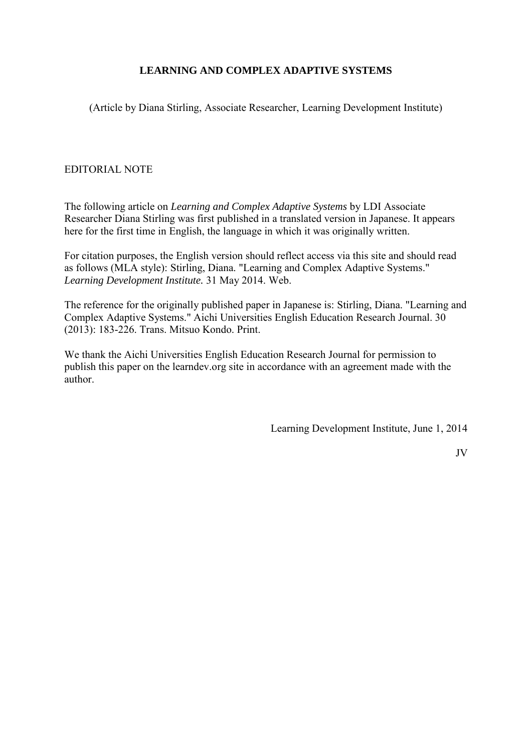# LEARNING AND COMPLEX ADAPTIVE SYSTEMS

(Article by Diana Stirling, Associate Researcher, Learning Development Institute)

EDITORIAL NOTE

The following article on *Learning and Complex Adaptive Systems* by LDI Associate Researcher Diana Stirling was first published in a translated version in Japanese. It appears here for the first time in English, the language in which it was originally written.

For citation purposes, the English version should reflect access via this site and should read as follows (MLA style): Stirling, Diana. "Learning and Complex Adaptive Systems." *Learning Development Institute.* 31 May 2014. Web.

The reference for the originally published paper in Japanese is: Stirling, Diana. "Learning and Complex Adaptive Systems." Aichi Universities English Education Research Journal. 30 (2013): 183-226. Trans. Mitsuo Kondo. Print.

We thank the Aichi Universities English Education Research Journal for permission to publish this paper on the learndev.org site in accordance with an agreement made with the author.

Learning Development Institute, June 1, 2014

JV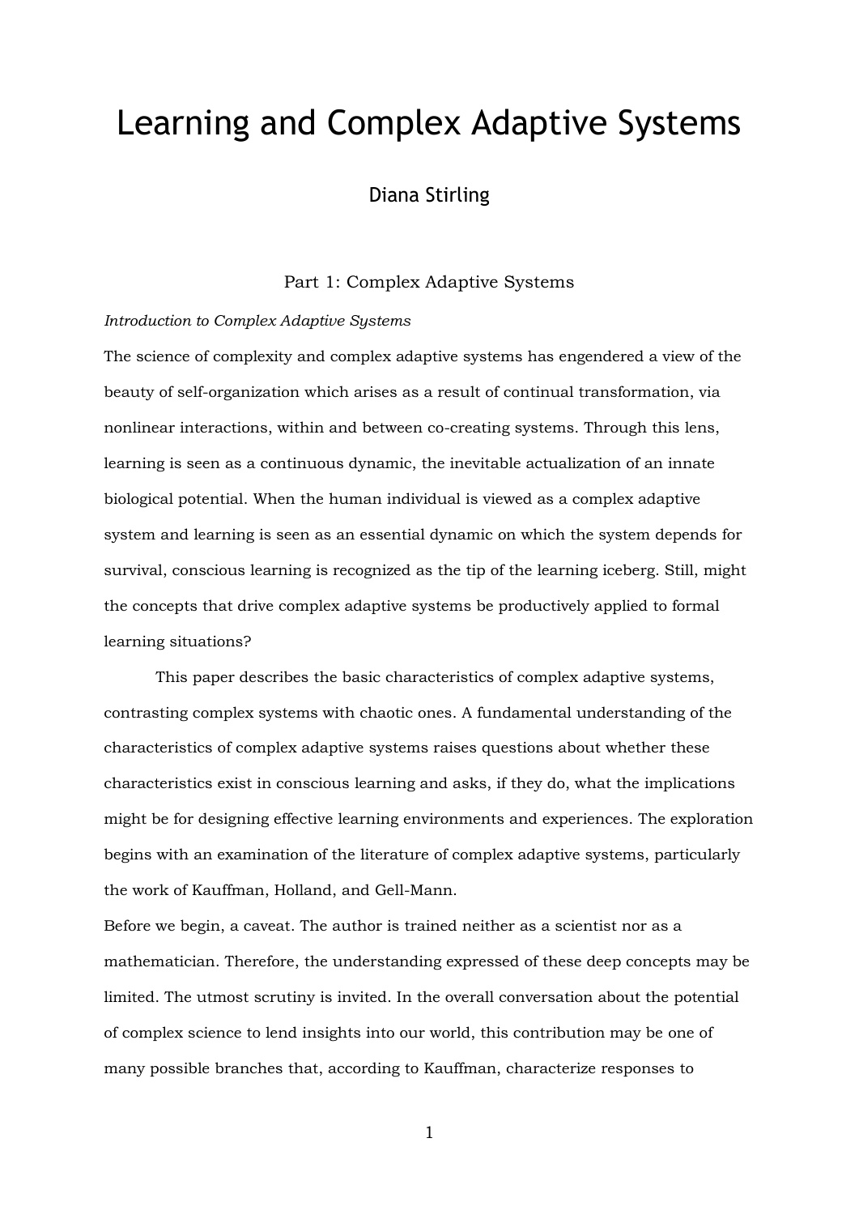# Learning and Complex Adaptive Systems

Diana Stirling

## Part 1: Complex Adaptive Systems

### *Introduction to Complex Adaptive Systems*

The science of complexity and complex adaptive systems has engendered a view of the beauty of self-organization which arises as a result of continual transformation, via nonlinear interactions, within and between co-creating systems. Through this lens, learning is seen as a continuous dynamic, the inevitable actualization of an innate biological potential. When the human individual is viewed as a complex adaptive system and learning is seen as an essential dynamic on which the system depends for survival, conscious learning is recognized as the tip of the learning iceberg. Still, might the concepts that drive complex adaptive systems be productively applied to formal learning situations?

This paper describes the basic characteristics of complex adaptive systems, contrasting complex systems with chaotic ones. A fundamental understanding of the characteristics of complex adaptive systems raises questions about whether these characteristics exist in conscious learning and asks, if they do, what the implications might be for designing effective learning environments and experiences. The exploration begins with an examination of the literature of complex adaptive systems, particularly the work of Kauffman, Holland, and Gell-Mann.

Before we begin, a caveat. The author is trained neither as a scientist nor as a mathematician. Therefore, the understanding expressed of these deep concepts may be limited. The utmost scrutiny is invited. In the overall conversation about the potential of complex science to lend insights into our world, this contribution may be one of many possible branches that, according to Kauffman, characterize responses to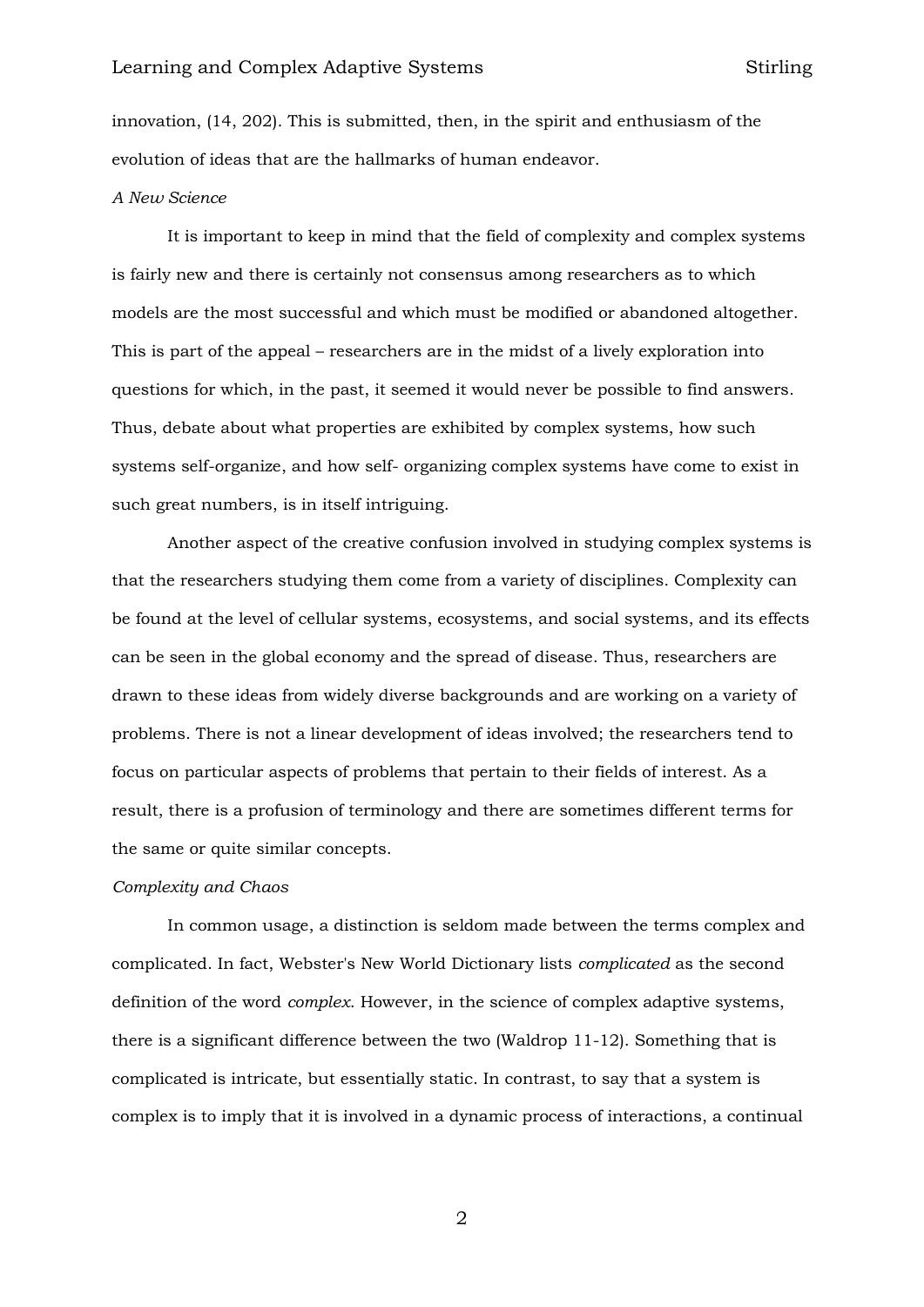innovation, (14, 202). This is submitted, then, in the spirit and enthusiasm of the evolution of ideas that are the hallmarks of human endeavor.

*A New Science*

It is important to keep in mind that the field of complexity and complex systems is fairly new and there is certainly not consensus among researchers as to which models are the most successful and which must be modified or abandoned altogether. This is part of the appeal – researchers are in the midst of a lively exploration into questions for which, in the past, it seemed it would never be possible to find answers. Thus, debate about what properties are exhibited by complex systems, how such systems self-organize, and how self- organizing complex systems have come to exist in such great numbers, is in itself intriguing.

Another aspect of the creative confusion involved in studying complex systems is that the researchers studying them come from a variety of disciplines. Complexity can be found at the level of cellular systems, ecosystems, and social systems, and its effects can be seen in the global economy and the spread of disease. Thus, researchers are drawn to these ideas from widely diverse backgrounds and are working on a variety of problems. There is not a linear development of ideas involved; the researchers tend to focus on particular aspects of problems that pertain to their fields of interest. As a result, there is a profusion of terminology and there are sometimes different terms for the same or quite similar concepts.

*Complexity and Chaos*

In common usage, a distinction is seldom made between the terms complex and complicated. In fact, Webster's New World Dictionary lists *complicated* as the second definition of the word *complex*. However, in the science of complex adaptive systems, there is a significant difference between the two (Waldrop 11-12). Something that is complicated is intricate, but essentially static. In contrast, to say that a system is complex is to imply that it is involved in a dynamic process of interactions, a continual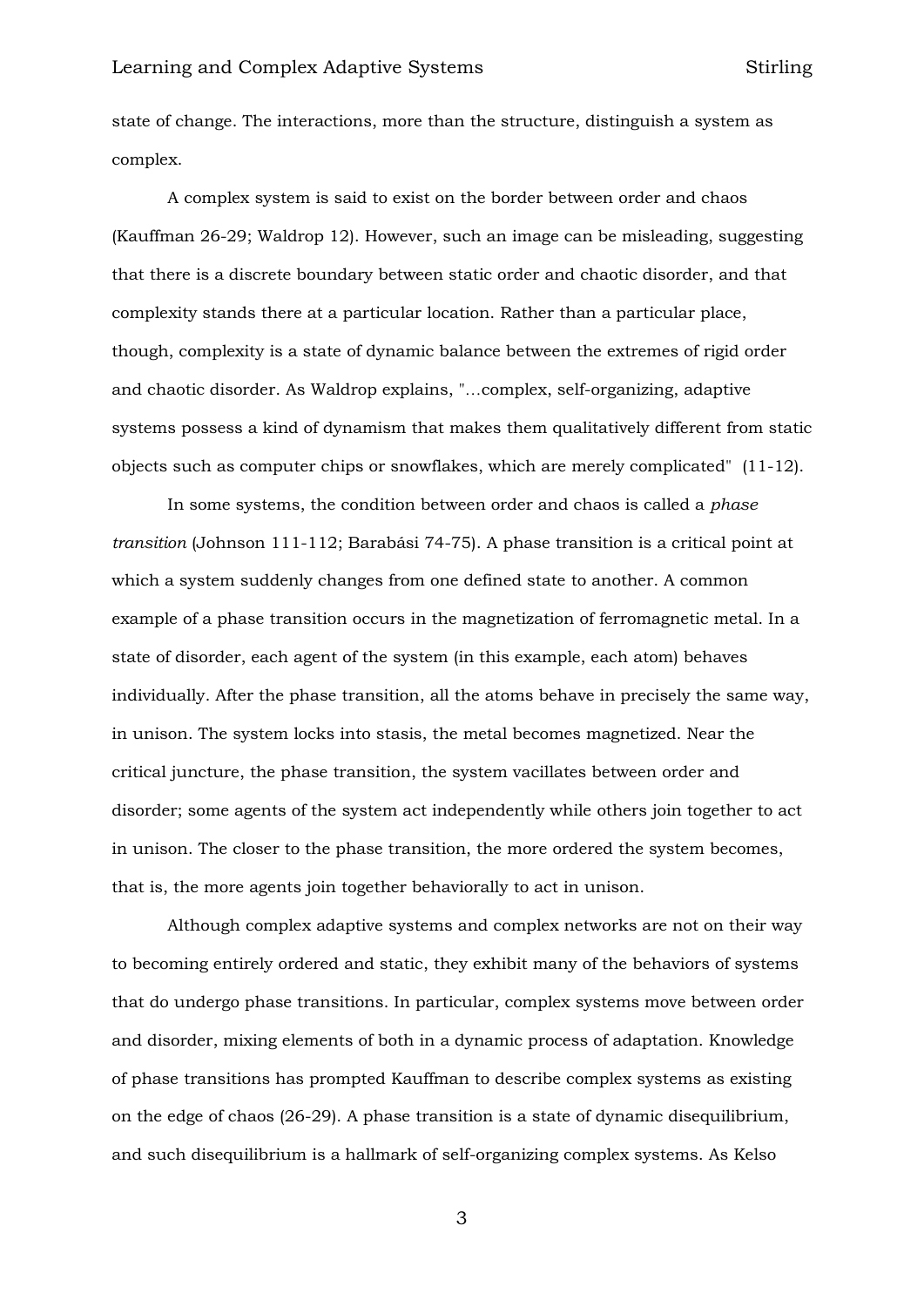state of change. The interactions, more than the structure, distinguish a system as complex.

A complex system is said to exist on the border between order and chaos (Kauffman 26-29; Waldrop 12). However, such an image can be misleading, suggesting that there is a discrete boundary between static order and chaotic disorder, and that complexity stands there at a particular location. Rather than a particular place, though, complexity is a state of dynamic balance between the extremes of rigid order and chaotic disorder. As Waldrop explains, "…complex, self-organizing, adaptive systems possess a kind of dynamism that makes them qualitatively different from static objects such as computer chips or snowflakes, which are merely complicated" (11-12).

In some systems, the condition between order and chaos is called a *phase transition* (Johnson 111-112; Barabási 74-75). A phase transition is a critical point at which a system suddenly changes from one defined state to another. A common example of a phase transition occurs in the magnetization of ferromagnetic metal. In a state of disorder, each agent of the system (in this example, each atom) behaves individually. After the phase transition, all the atoms behave in precisely the same way, in unison. The system locks into stasis, the metal becomes magnetized. Near the critical juncture, the phase transition, the system vacillates between order and disorder; some agents of the system act independently while others join together to act in unison. The closer to the phase transition, the more ordered the system becomes, that is, the more agents join together behaviorally to act in unison.

Although complex adaptive systems and complex networks are not on their way to becoming entirely ordered and static, they exhibit many of the behaviors of systems that do undergo phase transitions. In particular, complex systems move between order and disorder, mixing elements of both in a dynamic process of adaptation. Knowledge of phase transitions has prompted Kauffman to describe complex systems as existing on the edge of chaos (26-29). A phase transition is a state of dynamic disequilibrium, and such disequilibrium is a hallmark of self-organizing complex systems. As Kelso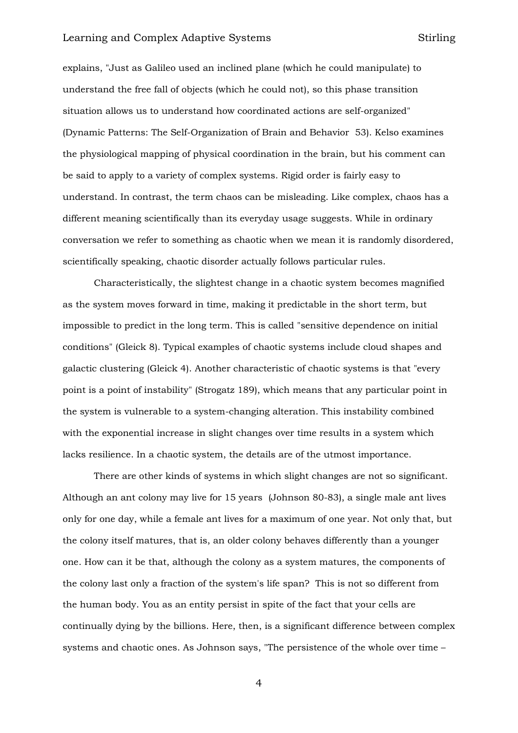explains, "Just as Galileo used an inclined plane (which he could manipulate) to understand the free fall of objects (which he could not), so this phase transition situation allows us to understand how coordinated actions are self-organized" (Dynamic Patterns: The Self-Organization of Brain and Behavior  53). Kelso examines the physiological mapping of physical coordination in the brain, but his comment can be said to apply to a variety of complex systems. Rigid order is fairly easy to understand. In contrast, the term chaos can be misleading. Like complex, chaos has a different meaning scientifically than its everyday usage suggests. While in ordinary conversation we refer to something as chaotic when we mean it is randomly disordered, scientifically speaking, chaotic disorder actually follows particular rules.

Characteristically, the slightest change in a chaotic system becomes magnified as the system moves forward in time, making it predictable in the short term, but impossible to predict in the long term. This is called "sensitive dependence on initial conditions" (Gleick 8). Typical examples of chaotic systems include cloud shapes and galactic clustering (Gleick 4). Another characteristic of chaotic systems is that "every point is a point of instability" (Strogatz 189), which means that any particular point in the system is vulnerable to a system-changing alteration. This instability combined with the exponential increase in slight changes over time results in a system which lacks resilience. In a chaotic system, the details are of the utmost importance.

There are other kinds of systems in which slight changes are not so significant. Although an ant colony may live for 15 years  (Johnson 80-83), a single male ant lives only for one day, while a female ant lives for a maximum of one year. Not only that, but the colony itself matures, that is, an older colony behaves differently than a younger one. How can it be that, although the colony as a system matures, the components of the colony last only a fraction of the system's life span?  This is not so different from the human body. You as an entity persist in spite of the fact that your cells are continually dying by the billions. Here, then, is a significant difference between complex systems and chaotic ones. As Johnson says, "The persistence of the whole over time –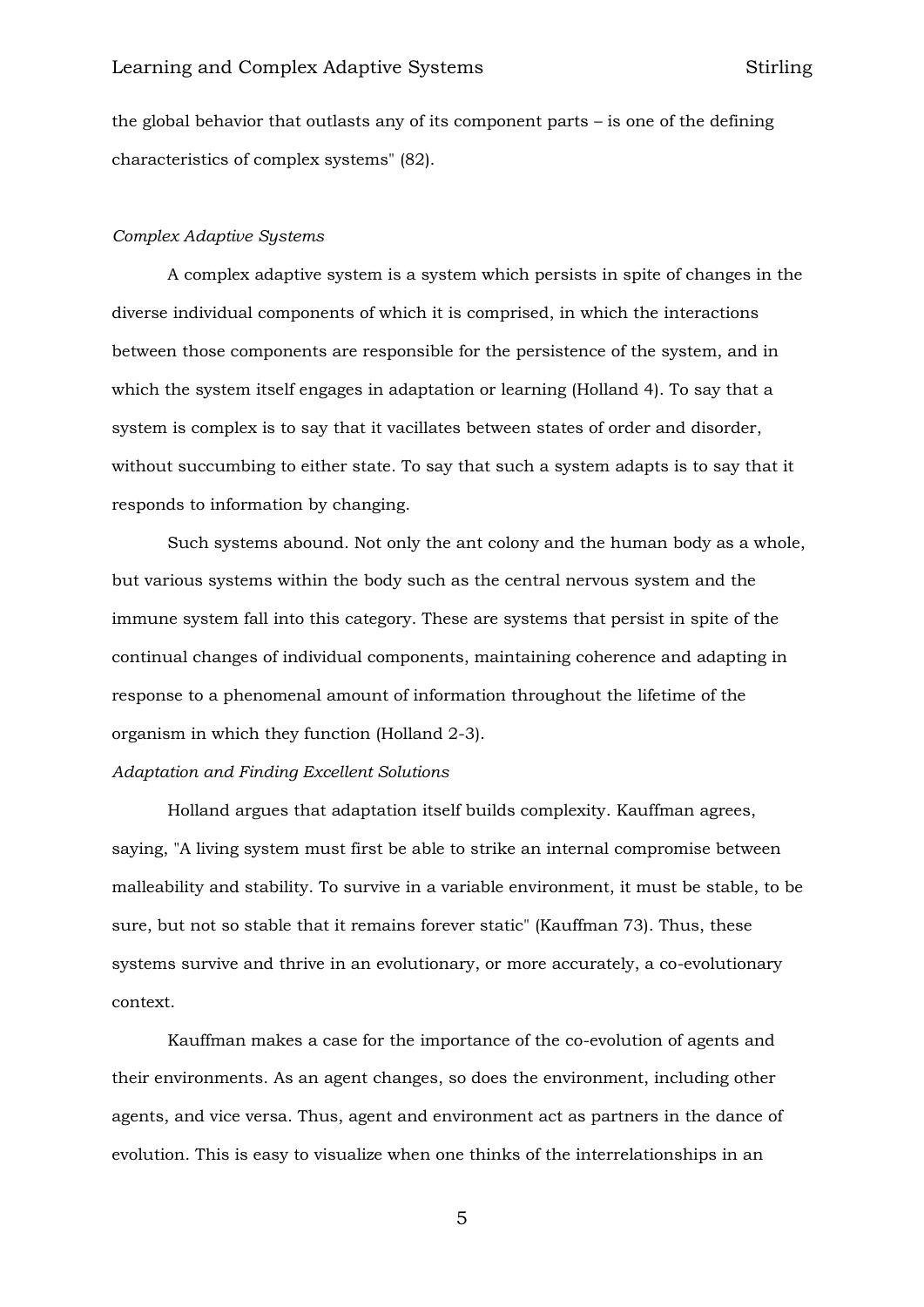the global behavior that outlasts any of its component parts – is one of the defining characteristics of complex systems" (82).

*Complex Adaptive Systems*

A complex adaptive system is a system which persists in spite of changes in the diverse individual components of which it is comprised, in which the interactions between those components are responsible for the persistence of the system, and in which the system itself engages in adaptation or learning (Holland 4). To say that a system is complex is to say that it vacillates between states of order and disorder, without succumbing to either state. To say that such a system adapts is to say that it responds to information by changing.

Such systems abound. Not only the ant colony and the human body as a whole, but various systems within the body such as the central nervous system and the immune system fall into this category. These are systems that persist in spite of the continual changes of individual components, maintaining coherence and adapting in response to a phenomenal amount of information throughout the lifetime of the organism in which they function (Holland 2-3).

*Adaptation and Finding Excellent Solutions*

Holland argues that adaptation itself builds complexity. Kauffman agrees, saying, "A living system must first be able to strike an internal compromise between malleability and stability. To survive in a variable environment, it must be stable, to be sure, but not so stable that it remains forever static" (Kauffman 73). Thus, these systems survive and thrive in an evolutionary, or more accurately, a co-evolutionary context.

Kauffman makes a case for the importance of the co-evolution of agents and their environments. As an agent changes, so does the environment, including other agents, and vice versa. Thus, agent and environment act as partners in the dance of evolution. This is easy to visualize when one thinks of the interrelationships in an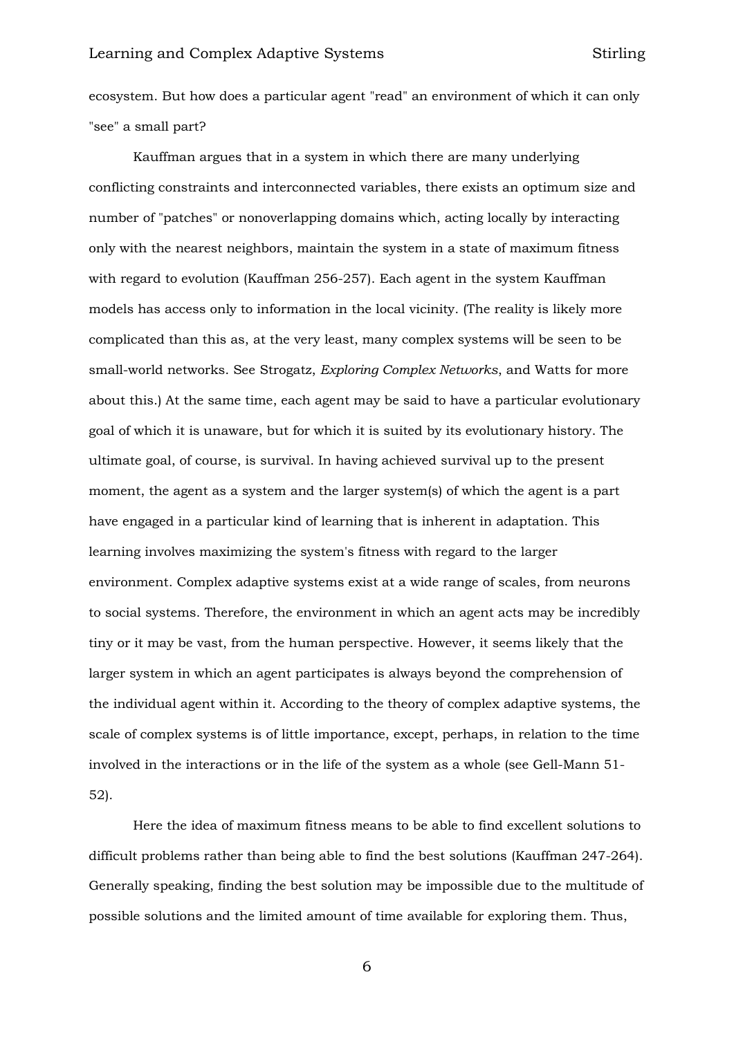ecosystem. But how does a particular agent "read" an environment of which it can only "see" a small part?

Kauffman argues that in a system in which there are many underlying conflicting constraints and interconnected variables, there exists an optimum size and number of "patches" or nonoverlapping domains which, acting locally by interacting only with the nearest neighbors, maintain the system in a state of maximum fitness with regard to evolution (Kauffman 256-257). Each agent in the system Kauffman models has access only to information in the local vicinity. (The reality is likely more complicated than this as, at the very least, many complex systems will be seen to be small-world networks. See Strogatz, *Exploring Complex Networks*, and Watts for more about this.) At the same time, each agent may be said to have a particular evolutionary goal of which it is unaware, but for which it is suited by its evolutionary history. The ultimate goal, of course, is survival. In having achieved survival up to the present moment, the agent as a system and the larger system(s) of which the agent is a part have engaged in a particular kind of learning that is inherent in adaptation. This learning involves maximizing the system's fitness with regard to the larger environment. Complex adaptive systems exist at a wide range of scales, from neurons to social systems. Therefore, the environment in which an agent acts may be incredibly tiny or it may be vast, from the human perspective. However, it seems likely that the larger system in which an agent participates is always beyond the comprehension of the individual agent within it. According to the theory of complex adaptive systems, the scale of complex systems is of little importance, except, perhaps, in relation to the time involved in the interactions or in the life of the system as a whole (see Gell-Mann 51-52).

Here the idea of maximum fitness means to be able to find excellent solutions to difficult problems rather than being able to find the best solutions (Kauffman 247-264). Generally speaking, finding the best solution may be impossible due to the multitude of possible solutions and the limited amount of time available for exploring them. Thus,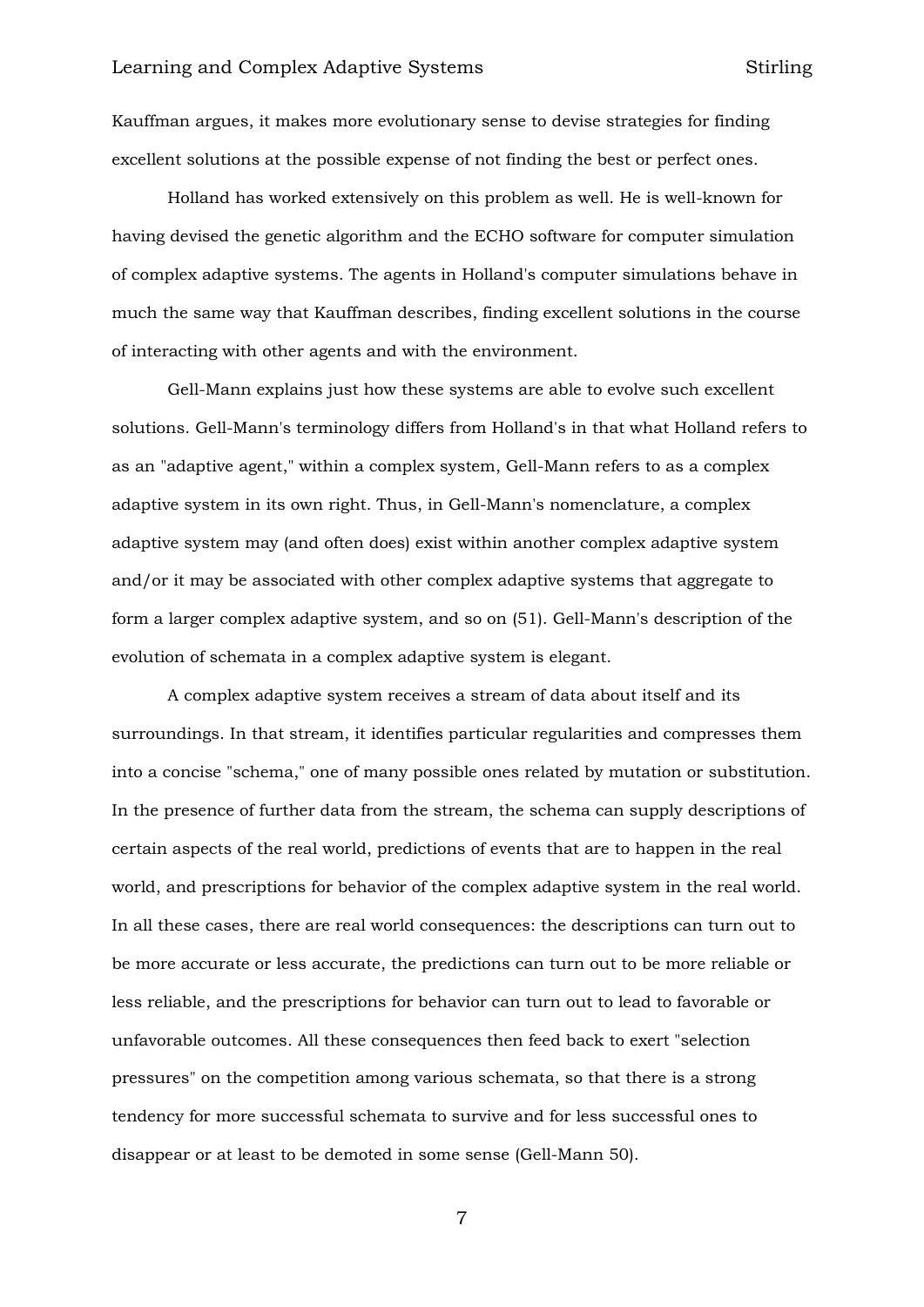Kauffman argues, it makes more evolutionary sense to devise strategies for finding excellent solutions at the possible expense of not finding the best or perfect ones.

Holland has worked extensively on this problem as well. He is well-known for having devised the genetic algorithm and the ECHO software for computer simulation of complex adaptive systems. The agents in Holland's computer simulations behave in much the same way that Kauffman describes, finding excellent solutions in the course of interacting with other agents and with the environment.

Gell-Mann explains just how these systems are able to evolve such excellent solutions. Gell-Mann's terminology differs from Holland's in that what Holland refers to as an "adaptive agent," within a complex system, Gell-Mann refers to as a complex adaptive system in its own right. Thus, in Gell-Mann's nomenclature, a complex adaptive system may (and often does) exist within another complex adaptive system and/or it may be associated with other complex adaptive systems that aggregate to form a larger complex adaptive system, and so on (51). Gell-Mann's description of the evolution of schemata in a complex adaptive system is elegant.

A complex adaptive system receives a stream of data about itself and its surroundings. In that stream, it identifies particular regularities and compresses them into a concise "schema," one of many possible ones related by mutation or substitution. In the presence of further data from the stream, the schema can supply descriptions of certain aspects of the real world, predictions of events that are to happen in the real world, and prescriptions for behavior of the complex adaptive system in the real world. In all these cases, there are real world consequences: the descriptions can turn out to be more accurate or less accurate, the predictions can turn out to be more reliable or less reliable, and the prescriptions for behavior can turn out to lead to favorable or unfavorable outcomes. All these consequences then feed back to exert "selection pressures" on the competition among various schemata, so that there is a strong tendency for more successful schemata to survive and for less successful ones to disappear or at least to be demoted in some sense (Gell-Mann 50).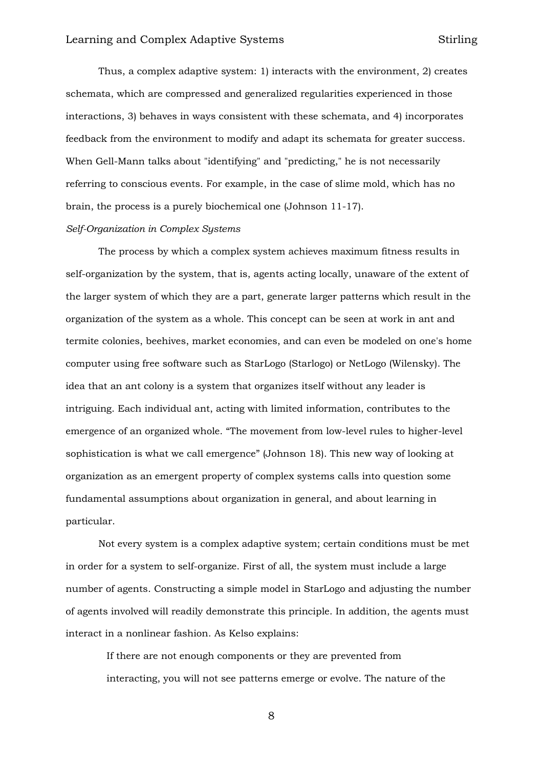Thus, a complex adaptive system: 1) interacts with the environment, 2) creates schemata, which are compressed and generalized regularities experienced in those interactions, 3) behaves in ways consistent with these schemata, and 4) incorporates feedback from the environment to modify and adapt its schemata for greater success. When Gell-Mann talks about "identifying" and "predicting," he is not necessarily referring to conscious events. For example, in the case of slime mold, which has no brain, the process is a purely biochemical one (Johnson 11-17).

*Self-Organization in Complex Systems*

The process by which a complex system achieves maximum fitness results in self-organization by the system, that is, agents acting locally, unaware of the extent of the larger system of which they are a part, generate larger patterns which result in the organization of the system as a whole. This concept can be seen at work in ant and termite colonies, beehives, market economies, and can even be modeled on one's home computer using free software such as StarLogo (Starlogo) or NetLogo (Wilensky). The idea that an ant colony is a system that organizes itself without any leader is intriguing. Each individual ant, acting with limited information, contributes to the emergence of an organized whole. "The movement from low-level rules to higher-level sophistication is what we call emergence" (Johnson 18). This new way of looking at organization as an emergent property of complex systems calls into question some fundamental assumptions about organization in general, and about learning in particular.

Not every system is a complex adaptive system; certain conditions must be met in order for a system to self-organize. First of all, the system must include a large number of agents. Constructing a simple model in StarLogo and adjusting the number of agents involved will readily demonstrate this principle. In addition, the agents must interact in a nonlinear fashion. As Kelso explains:

> If there are not enough components or they are prevented from interacting, you will not see patterns emerge or evolve. The nature of the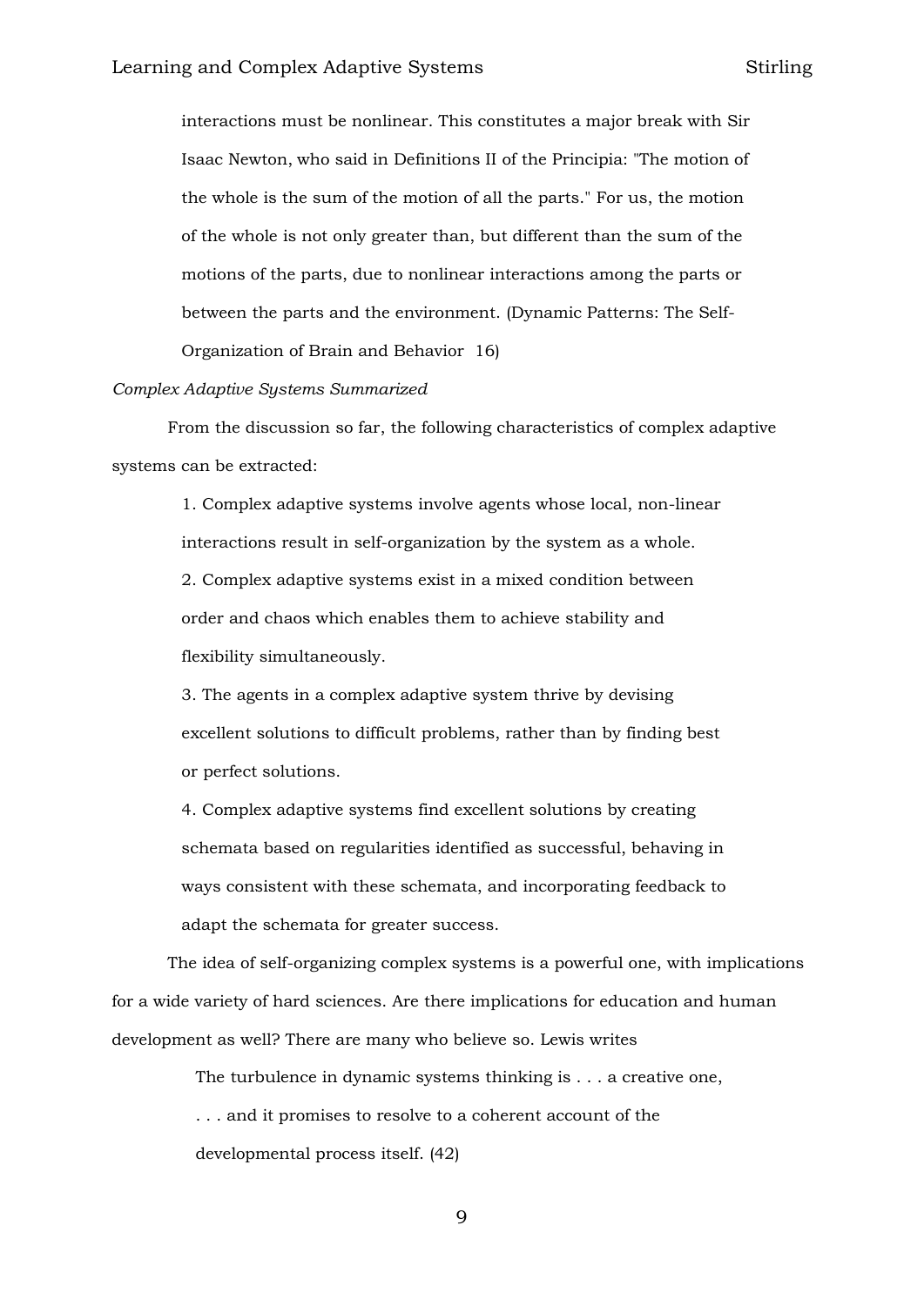> interactions must be nonlinear. This constitutes a major break with Sir Isaac Newton, who said in Definitions II of the Principia: "The motion of the whole is the sum of the motion of all the parts." For us, the motion of the whole is not only greater than, but different than the sum of the motions of the parts, due to nonlinear interactions among the parts or between the parts and the environment. (Dynamic Patterns: The Self-Organization of Brain and Behavior 16)

*Complex Adaptive Systems Summarized*

From the discussion so far, the following characteristics of complex adaptive systems can be extracted:

> 1. Complex adaptive systems involve agents whose local, non-linear interactions result in self-organization by the system as a whole.
>
> 2. Complex adaptive systems exist in a mixed condition between order and chaos which enables them to achieve stability and flexibility simultaneously.
>
> 3. The agents in a complex adaptive system thrive by devising excellent solutions to difficult problems, rather than by finding best or perfect solutions.
>
> 4. Complex adaptive systems find excellent solutions by creating schemata based on regularities identified as successful, behaving in ways consistent with these schemata, and incorporating feedback to adapt the schemata for greater success.

The idea of self-organizing complex systems is a powerful one, with implications for a wide variety of hard sciences. Are there implications for education and human development as well? There are many who believe so. Lewis writes

> The turbulence in dynamic systems thinking is . . . a creative one, . . . and it promises to resolve to a coherent account of the developmental process itself. (42)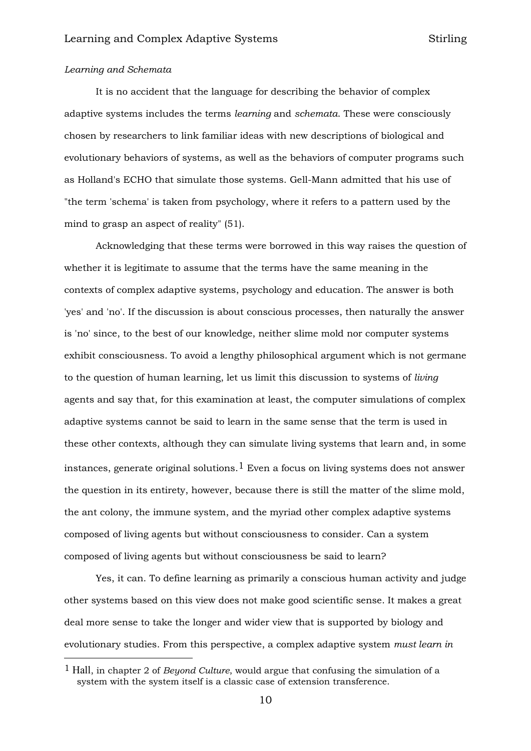*Learning and Schemata*

It is no accident that the language for describing the behavior of complex adaptive systems includes the terms *learning* and *schemata*. These were consciously chosen by researchers to link familiar ideas with new descriptions of biological and evolutionary behaviors of systems, as well as the behaviors of computer programs such as Holland's ECHO that simulate those systems. Gell-Mann admitted that his use of "the term 'schema' is taken from psychology, where it refers to a pattern used by the mind to grasp an aspect of reality" (51).

Acknowledging that these terms were borrowed in this way raises the question of whether it is legitimate to assume that the terms have the same meaning in the contexts of complex adaptive systems, psychology and education. The answer is both 'yes' and 'no'. If the discussion is about conscious processes, then naturally the answer is 'no' since, to the best of our knowledge, neither slime mold nor computer systems exhibit consciousness. To avoid a lengthy philosophical argument which is not germane to the question of human learning, let us limit this discussion to systems of *living* agents and say that, for this examination at least, the computer simulations of complex adaptive systems cannot be said to learn in the same sense that the term is used in these other contexts, although they can simulate living systems that learn and, in some instances, generate original solutions.[1] Even a focus on living systems does not answer the question in its entirety, however, because there is still the matter of the slime mold, the ant colony, the immune system, and the myriad other complex adaptive systems composed of living agents but without consciousness to consider. Can a system composed of living agents but without consciousness be said to learn?

Yes, it can. To define learning as primarily a conscious human activity and judge other systems based on this view does not make good scientific sense. It makes a great deal more sense to take the longer and wider view that is supported by biology and evolutionary studies. From this perspective, a complex adaptive system *must learn in*

---

[1] Hall, in chapter 2 of *Beyond Culture*, would argue that confusing the simulation of a system with the system itself is a classic case of extension transference.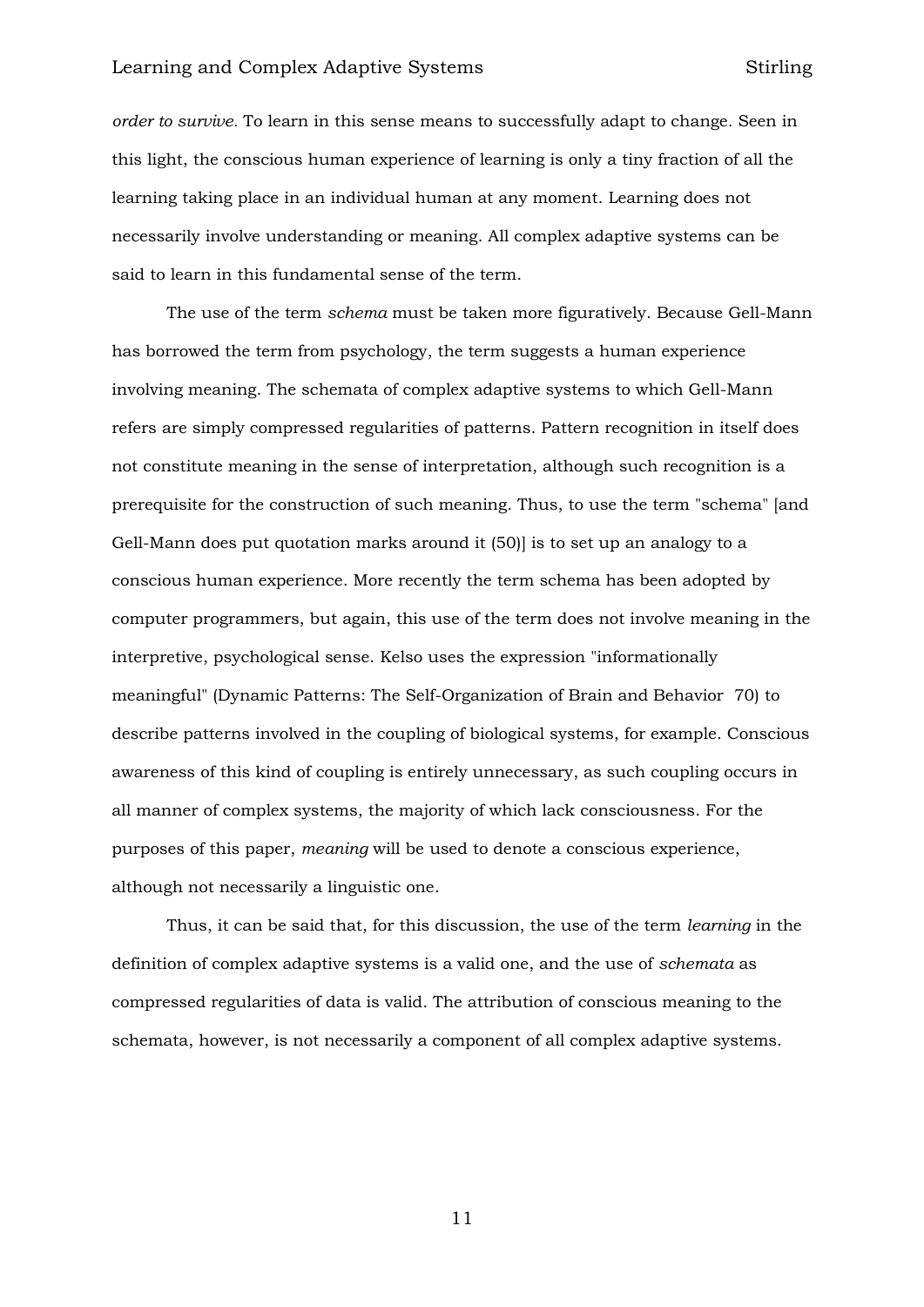*order to survive.* To learn in this sense means to successfully adapt to change. Seen in this light, the conscious human experience of learning is only a tiny fraction of all the learning taking place in an individual human at any moment. Learning does not necessarily involve understanding or meaning. All complex adaptive systems can be said to learn in this fundamental sense of the term.

The use of the term *schema* must be taken more figuratively. Because Gell-Mann has borrowed the term from psychology, the term suggests a human experience involving meaning. The schemata of complex adaptive systems to which Gell-Mann refers are simply compressed regularities of patterns. Pattern recognition in itself does not constitute meaning in the sense of interpretation, although such recognition is a prerequisite for the construction of such meaning. Thus, to use the term "schema" [and Gell-Mann does put quotation marks around it (50)] is to set up an analogy to a conscious human experience. More recently the term schema has been adopted by computer programmers, but again, this use of the term does not involve meaning in the interpretive, psychological sense. Kelso uses the expression "informationally meaningful" (Dynamic Patterns: The Self-Organization of Brain and Behavior 70) to describe patterns involved in the coupling of biological systems, for example. Conscious awareness of this kind of coupling is entirely unnecessary, as such coupling occurs in all manner of complex systems, the majority of which lack consciousness. For the purposes of this paper, *meaning* will be used to denote a conscious experience, although not necessarily a linguistic one.

Thus, it can be said that, for this discussion, the use of the term *learning* in the definition of complex adaptive systems is a valid one, and the use of *schemata* as compressed regularities of data is valid. The attribution of conscious meaning to the schemata, however, is not necessarily a component of all complex adaptive systems.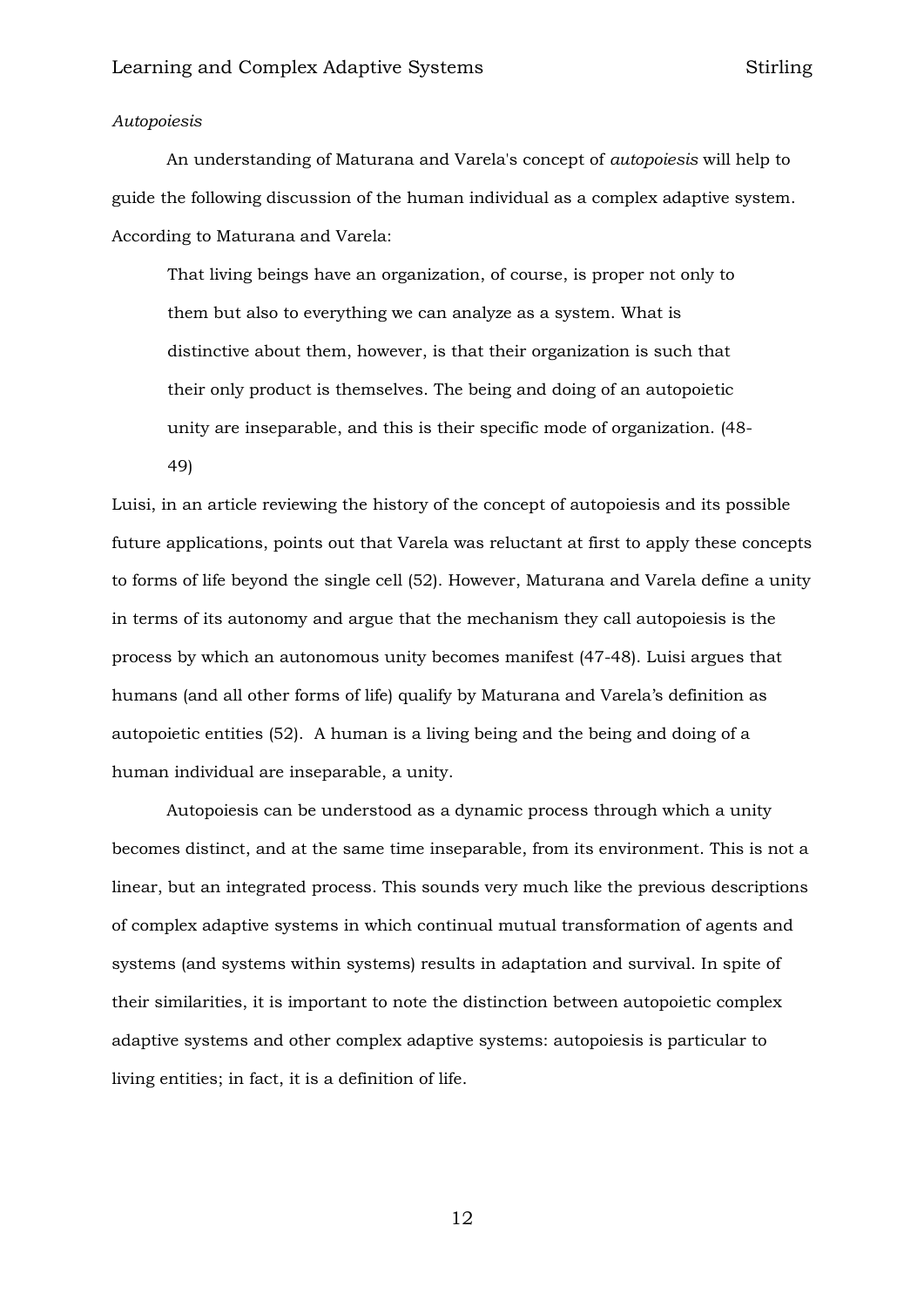*Autopoiesis*

An understanding of Maturana and Varela's concept of *autopoiesis* will help to guide the following discussion of the human individual as a complex adaptive system. According to Maturana and Varela:

> That living beings have an organization, of course, is proper not only to them but also to everything we can analyze as a system. What is distinctive about them, however, is that their organization is such that their only product is themselves. The being and doing of an autopoietic unity are inseparable, and this is their specific mode of organization. (48-49)

Luisi, in an article reviewing the history of the concept of autopoiesis and its possible future applications, points out that Varela was reluctant at first to apply these concepts to forms of life beyond the single cell (52). However, Maturana and Varela define a unity in terms of its autonomy and argue that the mechanism they call autopoiesis is the process by which an autonomous unity becomes manifest (47-48). Luisi argues that humans (and all other forms of life) qualify by Maturana and Varela's definition as autopoietic entities (52). A human is a living being and the being and doing of a human individual are inseparable, a unity.

Autopoiesis can be understood as a dynamic process through which a unity becomes distinct, and at the same time inseparable, from its environment. This is not a linear, but an integrated process. This sounds very much like the previous descriptions of complex adaptive systems in which continual mutual transformation of agents and systems (and systems within systems) results in adaptation and survival. In spite of their similarities, it is important to note the distinction between autopoietic complex adaptive systems and other complex adaptive systems: autopoiesis is particular to living entities; in fact, it is a definition of life.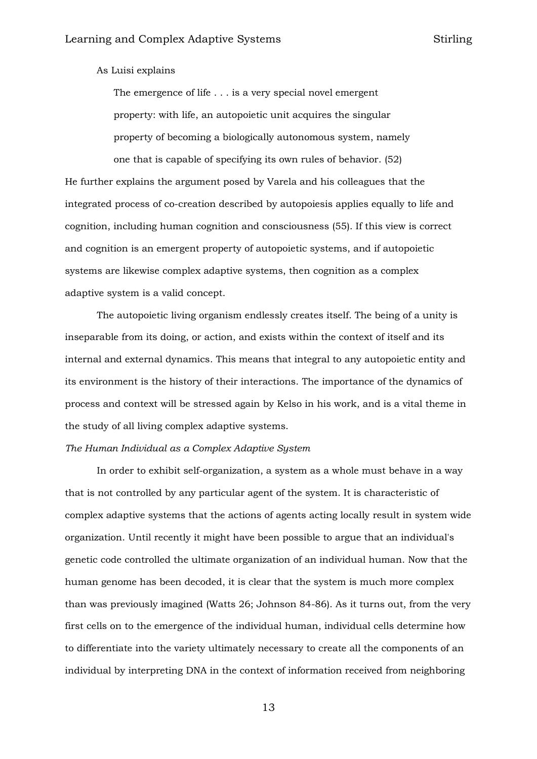As Luisi explains

> The emergence of life . . . is a very special novel emergent property: with life, an autopoietic unit acquires the singular property of becoming a biologically autonomous system, namely one that is capable of specifying its own rules of behavior. (52)

He further explains the argument posed by Varela and his colleagues that the integrated process of co-creation described by autopoiesis applies equally to life and cognition, including human cognition and consciousness (55). If this view is correct and cognition is an emergent property of autopoietic systems, and if autopoietic systems are likewise complex adaptive systems, then cognition as a complex adaptive system is a valid concept.

The autopoietic living organism endlessly creates itself. The being of a unity is inseparable from its doing, or action, and exists within the context of itself and its internal and external dynamics. This means that integral to any autopoietic entity and its environment is the history of their interactions. The importance of the dynamics of process and context will be stressed again by Kelso in his work, and is a vital theme in the study of all living complex adaptive systems.

*The Human Individual as a Complex Adaptive System*

In order to exhibit self-organization, a system as a whole must behave in a way that is not controlled by any particular agent of the system. It is characteristic of complex adaptive systems that the actions of agents acting locally result in system wide organization. Until recently it might have been possible to argue that an individual's genetic code controlled the ultimate organization of an individual human. Now that the human genome has been decoded, it is clear that the system is much more complex than was previously imagined (Watts 26; Johnson 84-86). As it turns out, from the very first cells on to the emergence of the individual human, individual cells determine how to differentiate into the variety ultimately necessary to create all the components of an individual by interpreting DNA in the context of information received from neighboring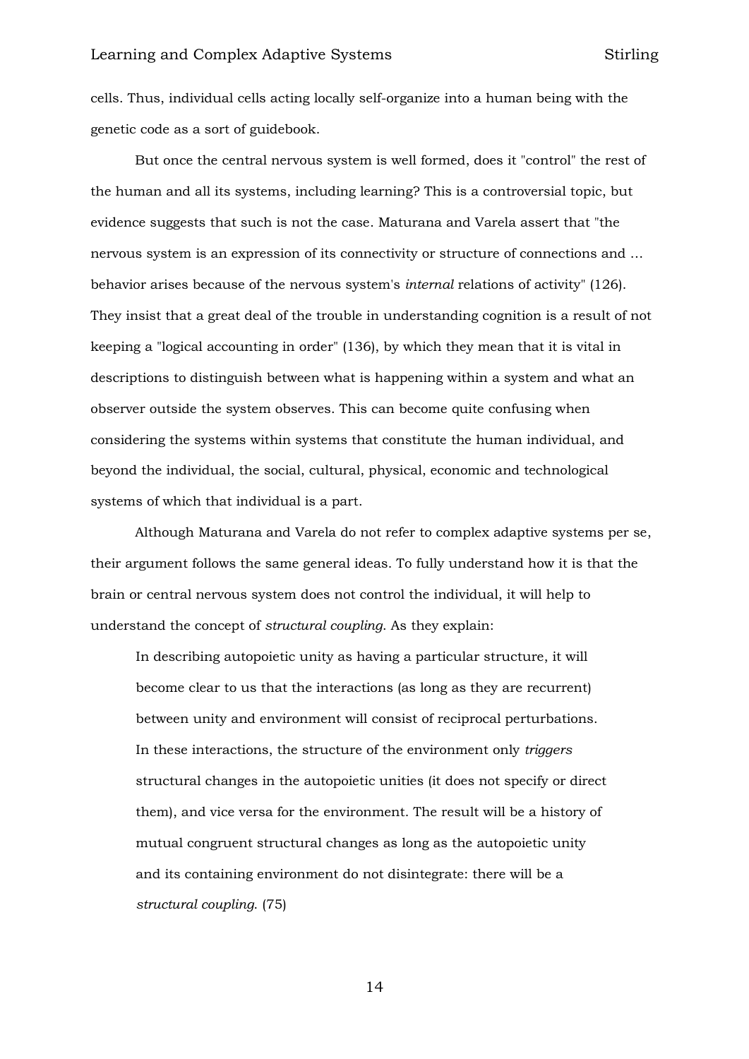cells. Thus, individual cells acting locally self-organize into a human being with the genetic code as a sort of guidebook.

But once the central nervous system is well formed, does it "control" the rest of the human and all its systems, including learning? This is a controversial topic, but evidence suggests that such is not the case. Maturana and Varela assert that "the nervous system is an expression of its connectivity or structure of connections and … behavior arises because of the nervous system's *internal* relations of activity" (126). They insist that a great deal of the trouble in understanding cognition is a result of not keeping a "logical accounting in order" (136), by which they mean that it is vital in descriptions to distinguish between what is happening within a system and what an observer outside the system observes. This can become quite confusing when considering the systems within systems that constitute the human individual, and beyond the individual, the social, cultural, physical, economic and technological systems of which that individual is a part.

Although Maturana and Varela do not refer to complex adaptive systems per se, their argument follows the same general ideas. To fully understand how it is that the brain or central nervous system does not control the individual, it will help to understand the concept of *structural coupling*. As they explain:

> In describing autopoietic unity as having a particular structure, it will become clear to us that the interactions (as long as they are recurrent) between unity and environment will consist of reciprocal perturbations. In these interactions, the structure of the environment only *triggers* structural changes in the autopoietic unities (it does not specify or direct them), and vice versa for the environment. The result will be a history of mutual congruent structural changes as long as the autopoietic unity and its containing environment do not disintegrate: there will be a *structural coupling*. (75)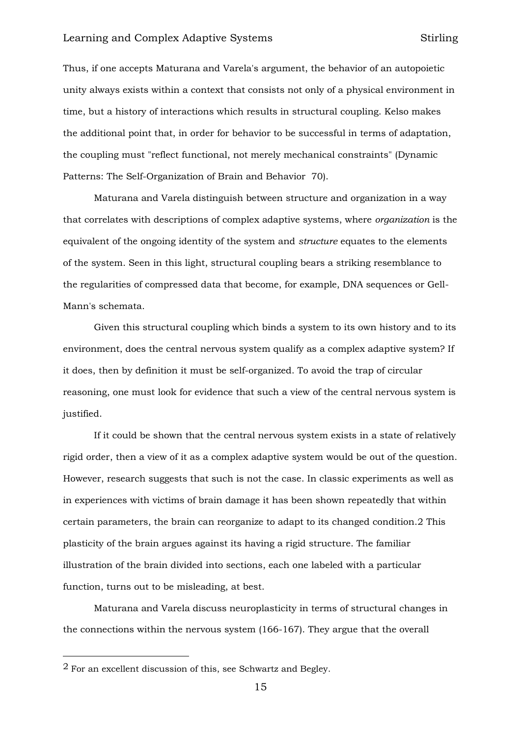Thus, if one accepts Maturana and Varela's argument, the behavior of an autopoietic unity always exists within a context that consists not only of a physical environment in time, but a history of interactions which results in structural coupling. Kelso makes the additional point that, in order for behavior to be successful in terms of adaptation, the coupling must "reflect functional, not merely mechanical constraints" (Dynamic Patterns: The Self-Organization of Brain and Behavior 70).

Maturana and Varela distinguish between structure and organization in a way that correlates with descriptions of complex adaptive systems, where *organization* is the equivalent of the ongoing identity of the system and *structure* equates to the elements of the system. Seen in this light, structural coupling bears a striking resemblance to the regularities of compressed data that become, for example, DNA sequences or Gell-Mann's schemata.

Given this structural coupling which binds a system to its own history and to its environment, does the central nervous system qualify as a complex adaptive system? If it does, then by definition it must be self-organized. To avoid the trap of circular reasoning, one must look for evidence that such a view of the central nervous system is justified.

If it could be shown that the central nervous system exists in a state of relatively rigid order, then a view of it as a complex adaptive system would be out of the question. However, research suggests that such is not the case. In classic experiments as well as in experiences with victims of brain damage it has been shown repeatedly that within certain parameters, the brain can reorganize to adapt to its changed condition.[2] This plasticity of the brain argues against its having a rigid structure. The familiar illustration of the brain divided into sections, each one labeled with a particular function, turns out to be misleading, at best.

Maturana and Varela discuss neuroplasticity in terms of structural changes in the connections within the nervous system (166-167). They argue that the overall

---

[2] For an excellent discussion of this, see Schwartz and Begley.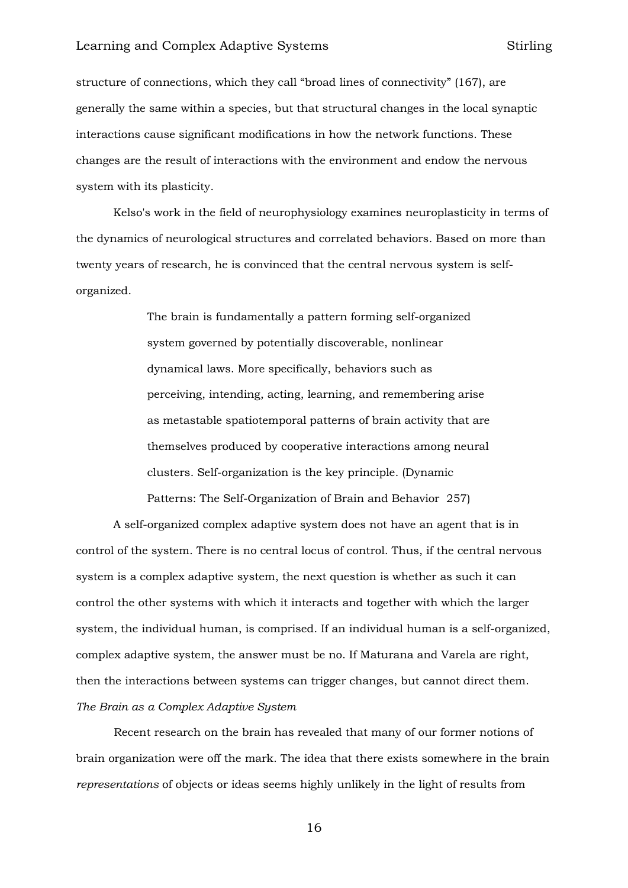structure of connections, which they call "broad lines of connectivity" (167), are generally the same within a species, but that structural changes in the local synaptic interactions cause significant modifications in how the network functions. These changes are the result of interactions with the environment and endow the nervous system with its plasticity.

Kelso's work in the field of neurophysiology examines neuroplasticity in terms of the dynamics of neurological structures and correlated behaviors. Based on more than twenty years of research, he is convinced that the central nervous system is self-organized.

> The brain is fundamentally a pattern forming self-organized system governed by potentially discoverable, nonlinear dynamical laws. More specifically, behaviors such as perceiving, intending, acting, learning, and remembering arise as metastable spatiotemporal patterns of brain activity that are themselves produced by cooperative interactions among neural clusters. Self-organization is the key principle. (Dynamic Patterns: The Self-Organization of Brain and Behavior 257)

A self-organized complex adaptive system does not have an agent that is in control of the system. There is no central locus of control. Thus, if the central nervous system is a complex adaptive system, the next question is whether as such it can control the other systems with which it interacts and together with which the larger system, the individual human, is comprised. If an individual human is a self-organized, complex adaptive system, the answer must be no. If Maturana and Varela are right, then the interactions between systems can trigger changes, but cannot direct them.

*The Brain as a Complex Adaptive System*

Recent research on the brain has revealed that many of our former notions of brain organization were off the mark. The idea that there exists somewhere in the brain *representations* of objects or ideas seems highly unlikely in the light of results from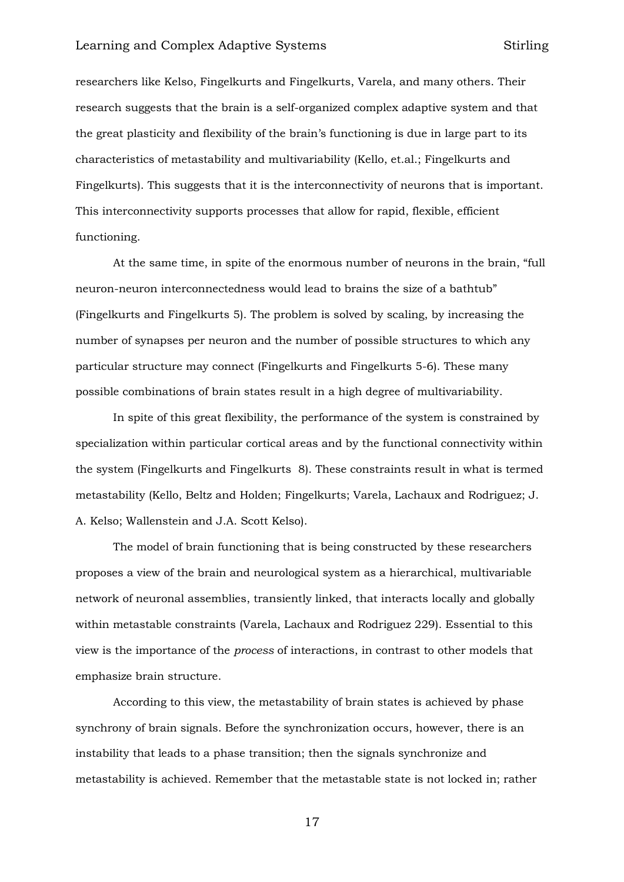researchers like Kelso, Fingelkurts and Fingelkurts, Varela, and many others. Their research suggests that the brain is a self-organized complex adaptive system and that the great plasticity and flexibility of the brain's functioning is due in large part to its characteristics of metastability and multivariability (Kello, et.al.; Fingelkurts and Fingelkurts). This suggests that it is the interconnectivity of neurons that is important. This interconnectivity supports processes that allow for rapid, flexible, efficient functioning.

At the same time, in spite of the enormous number of neurons in the brain, "full neuron-neuron interconnectedness would lead to brains the size of a bathtub" (Fingelkurts and Fingelkurts 5). The problem is solved by scaling, by increasing the number of synapses per neuron and the number of possible structures to which any particular structure may connect (Fingelkurts and Fingelkurts 5-6). These many possible combinations of brain states result in a high degree of multivariability.

In spite of this great flexibility, the performance of the system is constrained by specialization within particular cortical areas and by the functional connectivity within the system (Fingelkurts and Fingelkurts 8). These constraints result in what is termed metastability (Kello, Beltz and Holden; Fingelkurts; Varela, Lachaux and Rodriguez; J. A. Kelso; Wallenstein and J.A. Scott Kelso).

The model of brain functioning that is being constructed by these researchers proposes a view of the brain and neurological system as a hierarchical, multivariable network of neuronal assemblies, transiently linked, that interacts locally and globally within metastable constraints (Varela, Lachaux and Rodriguez 229). Essential to this view is the importance of the *process* of interactions, in contrast to other models that emphasize brain structure.

According to this view, the metastability of brain states is achieved by phase synchrony of brain signals. Before the synchronization occurs, however, there is an instability that leads to a phase transition; then the signals synchronize and metastability is achieved. Remember that the metastable state is not locked in; rather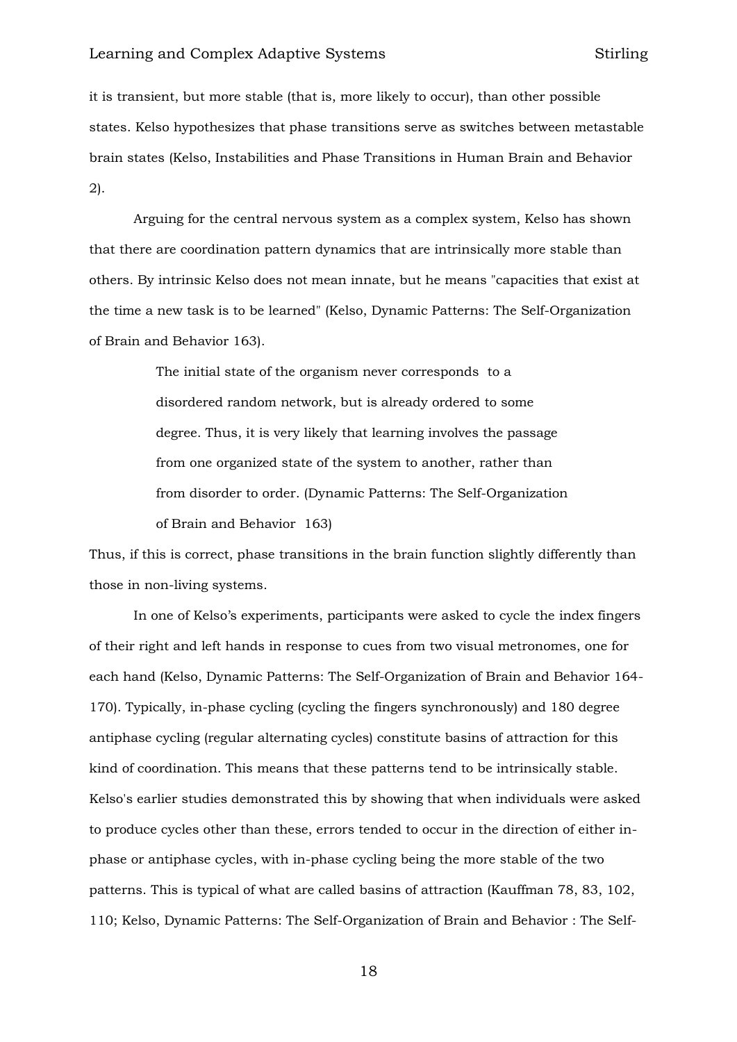it is transient, but more stable (that is, more likely to occur), than other possible states. Kelso hypothesizes that phase transitions serve as switches between metastable brain states (Kelso, Instabilities and Phase Transitions in Human Brain and Behavior 2).

Arguing for the central nervous system as a complex system, Kelso has shown that there are coordination pattern dynamics that are intrinsically more stable than others. By intrinsic Kelso does not mean innate, but he means "capacities that exist at the time a new task is to be learned" (Kelso, Dynamic Patterns: The Self-Organization of Brain and Behavior 163).

> The initial state of the organism never corresponds to a disordered random network, but is already ordered to some degree. Thus, it is very likely that learning involves the passage from one organized state of the system to another, rather than from disorder to order. (Dynamic Patterns: The Self-Organization of Brain and Behavior 163)

Thus, if this is correct, phase transitions in the brain function slightly differently than those in non-living systems.

In one of Kelso's experiments, participants were asked to cycle the index fingers of their right and left hands in response to cues from two visual metronomes, one for each hand (Kelso, Dynamic Patterns: The Self-Organization of Brain and Behavior 164-170). Typically, in-phase cycling (cycling the fingers synchronously) and 180 degree antiphase cycling (regular alternating cycles) constitute basins of attraction for this kind of coordination. This means that these patterns tend to be intrinsically stable. Kelso's earlier studies demonstrated this by showing that when individuals were asked to produce cycles other than these, errors tended to occur in the direction of either in-phase or antiphase cycles, with in-phase cycling being the more stable of the two patterns. This is typical of what are called basins of attraction (Kauffman 78, 83, 102, 110; Kelso, Dynamic Patterns: The Self-Organization of Brain and Behavior : The Self-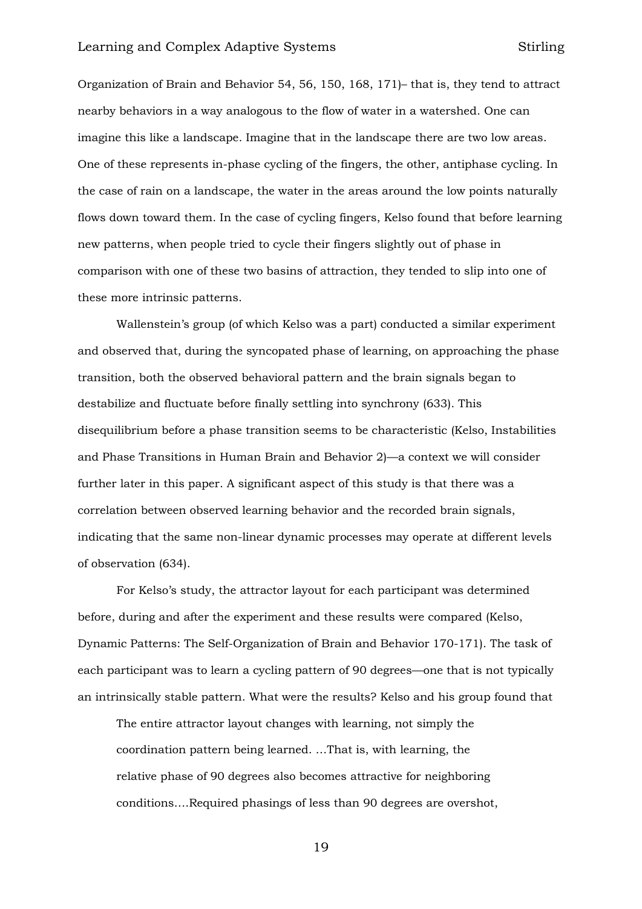Organization of Brain and Behavior 54, 56, 150, 168, 171)– that is, they tend to attract nearby behaviors in a way analogous to the flow of water in a watershed. One can imagine this like a landscape. Imagine that in the landscape there are two low areas. One of these represents in-phase cycling of the fingers, the other, antiphase cycling. In the case of rain on a landscape, the water in the areas around the low points naturally flows down toward them. In the case of cycling fingers, Kelso found that before learning new patterns, when people tried to cycle their fingers slightly out of phase in comparison with one of these two basins of attraction, they tended to slip into one of these more intrinsic patterns.

Wallenstein's group (of which Kelso was a part) conducted a similar experiment and observed that, during the syncopated phase of learning, on approaching the phase transition, both the observed behavioral pattern and the brain signals began to destabilize and fluctuate before finally settling into synchrony (633). This disequilibrium before a phase transition seems to be characteristic (Kelso, Instabilities and Phase Transitions in Human Brain and Behavior 2)—a context we will consider further later in this paper. A significant aspect of this study is that there was a correlation between observed learning behavior and the recorded brain signals, indicating that the same non-linear dynamic processes may operate at different levels of observation (634).

For Kelso's study, the attractor layout for each participant was determined before, during and after the experiment and these results were compared (Kelso, Dynamic Patterns: The Self-Organization of Brain and Behavior 170-171). The task of each participant was to learn a cycling pattern of 90 degrees—one that is not typically an intrinsically stable pattern. What were the results? Kelso and his group found that

> The entire attractor layout changes with learning, not simply the coordination pattern being learned. …That is, with learning, the relative phase of 90 degrees also becomes attractive for neighboring conditions.…Required phasings of less than 90 degrees are overshot,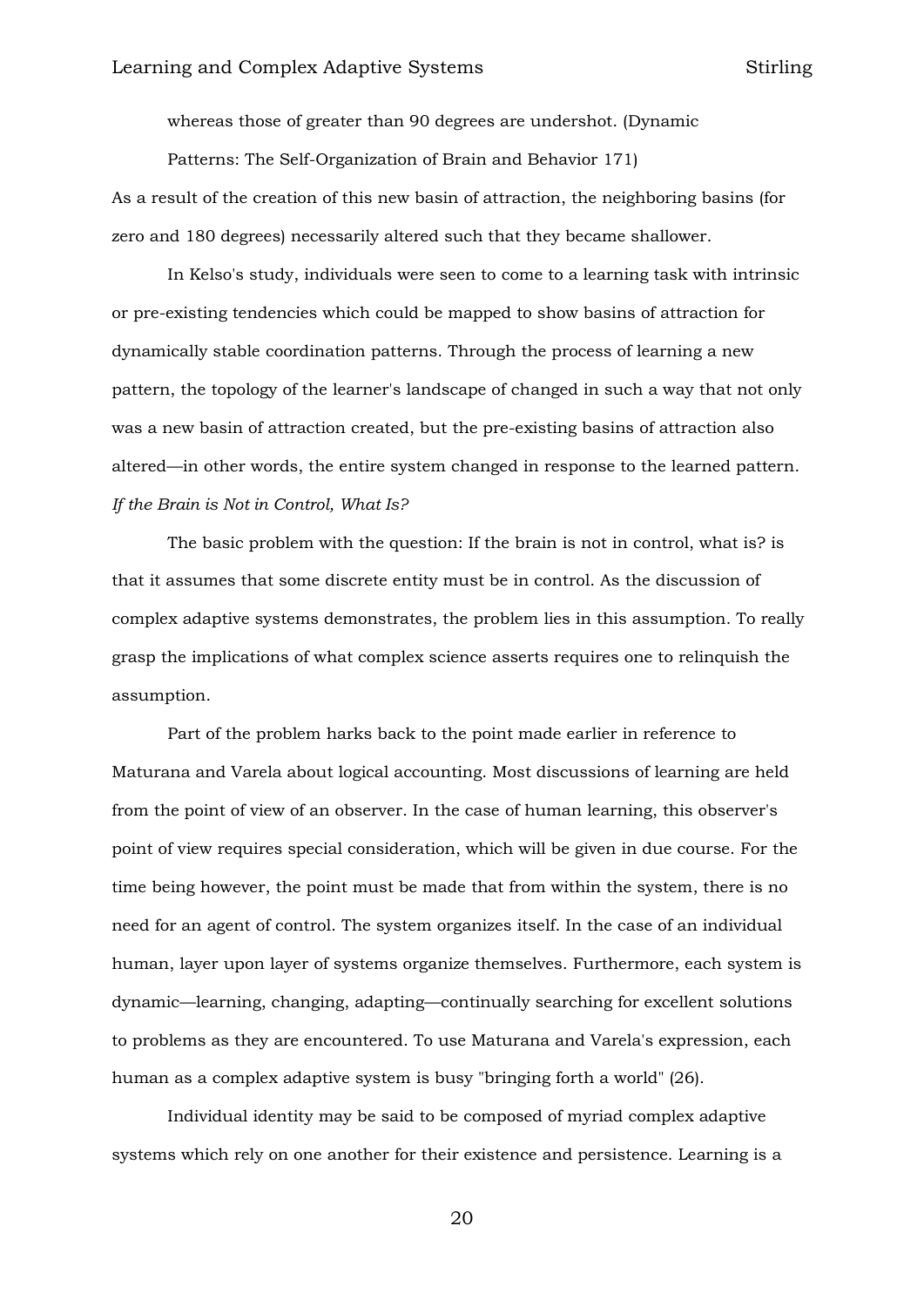whereas those of greater than 90 degrees are undershot. (Dynamic Patterns: The Self-Organization of Brain and Behavior 171)

As a result of the creation of this new basin of attraction, the neighboring basins (for zero and 180 degrees) necessarily altered such that they became shallower.

In Kelso's study, individuals were seen to come to a learning task with intrinsic or pre-existing tendencies which could be mapped to show basins of attraction for dynamically stable coordination patterns. Through the process of learning a new pattern, the topology of the learner's landscape of changed in such a way that not only was a new basin of attraction created, but the pre-existing basins of attraction also altered—in other words, the entire system changed in response to the learned pattern.

*If the Brain is Not in Control, What Is?*

The basic problem with the question: If the brain is not in control, what is? is that it assumes that some discrete entity must be in control. As the discussion of complex adaptive systems demonstrates, the problem lies in this assumption. To really grasp the implications of what complex science asserts requires one to relinquish the assumption.

Part of the problem harks back to the point made earlier in reference to Maturana and Varela about logical accounting. Most discussions of learning are held from the point of view of an observer. In the case of human learning, this observer's point of view requires special consideration, which will be given in due course. For the time being however, the point must be made that from within the system, there is no need for an agent of control. The system organizes itself. In the case of an individual human, layer upon layer of systems organize themselves. Furthermore, each system is dynamic—learning, changing, adapting—continually searching for excellent solutions to problems as they are encountered. To use Maturana and Varela's expression, each human as a complex adaptive system is busy "bringing forth a world" (26).

Individual identity may be said to be composed of myriad complex adaptive systems which rely on one another for their existence and persistence. Learning is a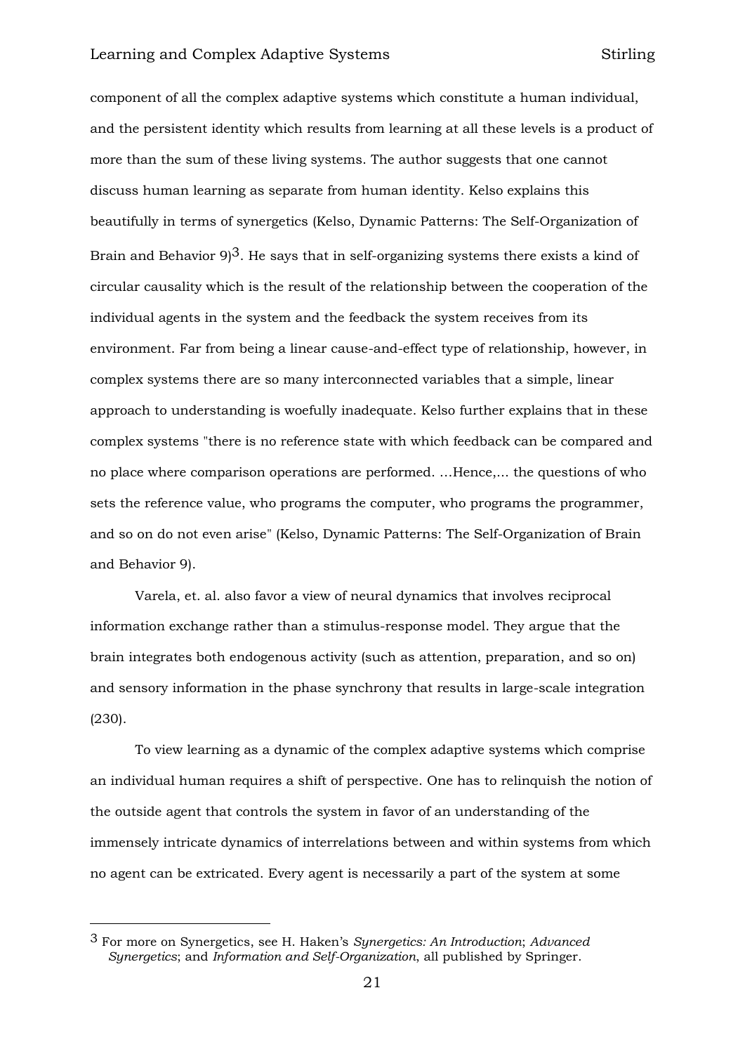component of all the complex adaptive systems which constitute a human individual, and the persistent identity which results from learning at all these levels is a product of more than the sum of these living systems. The author suggests that one cannot discuss human learning as separate from human identity. Kelso explains this beautifully in terms of synergetics (Kelso, Dynamic Patterns: The Self-Organization of Brain and Behavior 9)[3]. He says that in self-organizing systems there exists a kind of circular causality which is the result of the relationship between the cooperation of the individual agents in the system and the feedback the system receives from its environment. Far from being a linear cause-and-effect type of relationship, however, in complex systems there are so many interconnected variables that a simple, linear approach to understanding is woefully inadequate. Kelso further explains that in these complex systems "there is no reference state with which feedback can be compared and no place where comparison operations are performed. ...Hence,... the questions of who sets the reference value, who programs the computer, who programs the programmer, and so on do not even arise" (Kelso, Dynamic Patterns: The Self-Organization of Brain and Behavior 9).

Varela, et. al. also favor a view of neural dynamics that involves reciprocal information exchange rather than a stimulus-response model. They argue that the brain integrates both endogenous activity (such as attention, preparation, and so on) and sensory information in the phase synchrony that results in large-scale integration (230).

To view learning as a dynamic of the complex adaptive systems which comprise an individual human requires a shift of perspective. One has to relinquish the notion of the outside agent that controls the system in favor of an understanding of the immensely intricate dynamics of interrelations between and within systems from which no agent can be extricated. Every agent is necessarily a part of the system at some

---

[3] For more on Synergetics, see H. Haken's *Synergetics: An Introduction*; *Advanced Synergetics*; and *Information and Self-Organization*, all published by Springer.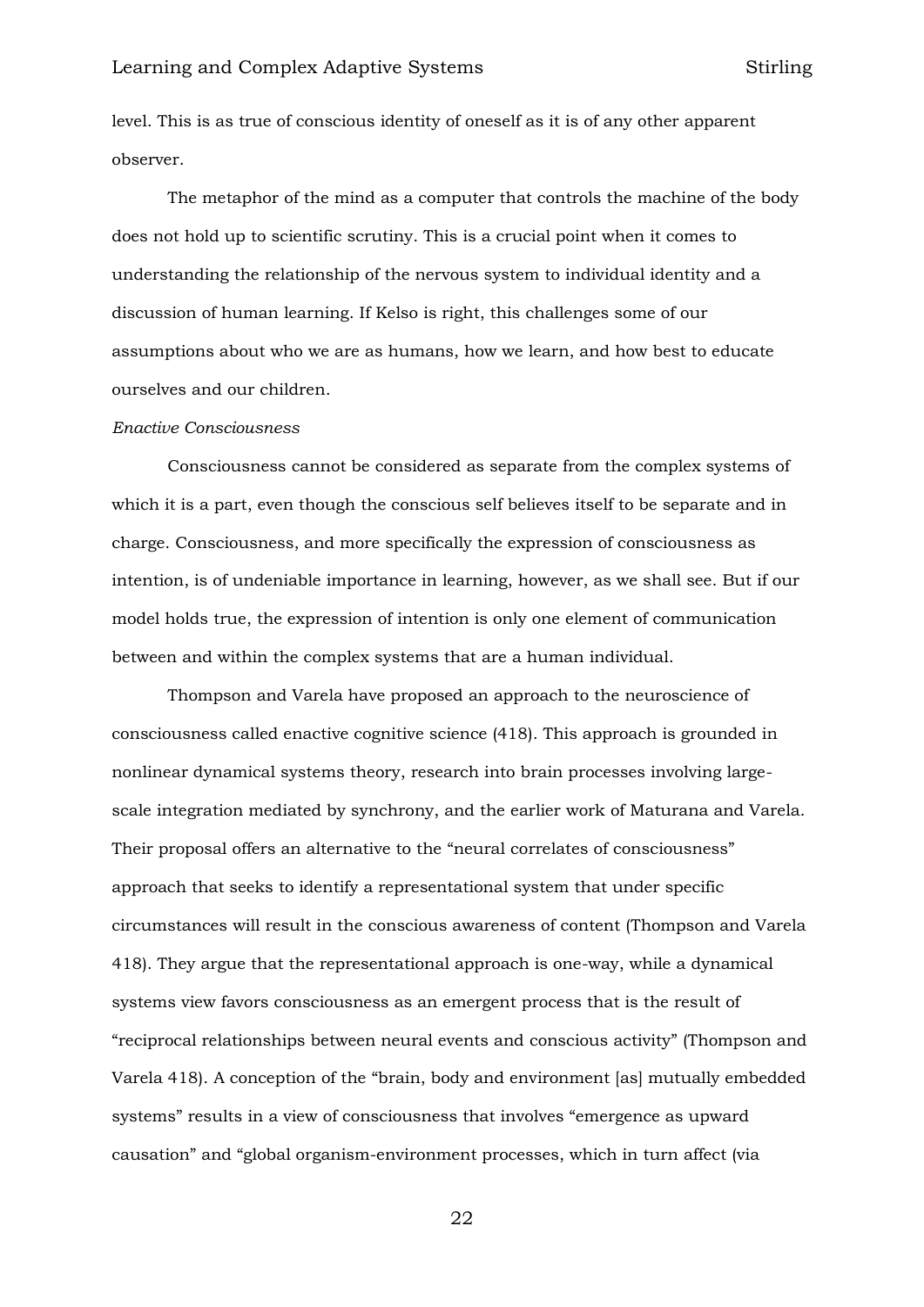level. This is as true of conscious identity of oneself as it is of any other apparent observer.

The metaphor of the mind as a computer that controls the machine of the body does not hold up to scientific scrutiny. This is a crucial point when it comes to understanding the relationship of the nervous system to individual identity and a discussion of human learning. If Kelso is right, this challenges some of our assumptions about who we are as humans, how we learn, and how best to educate ourselves and our children.

*Enactive Consciousness*

Consciousness cannot be considered as separate from the complex systems of which it is a part, even though the conscious self believes itself to be separate and in charge. Consciousness, and more specifically the expression of consciousness as intention, is of undeniable importance in learning, however, as we shall see. But if our model holds true, the expression of intention is only one element of communication between and within the complex systems that are a human individual.

Thompson and Varela have proposed an approach to the neuroscience of consciousness called enactive cognitive science (418). This approach is grounded in nonlinear dynamical systems theory, research into brain processes involving large-scale integration mediated by synchrony, and the earlier work of Maturana and Varela. Their proposal offers an alternative to the "neural correlates of consciousness" approach that seeks to identify a representational system that under specific circumstances will result in the conscious awareness of content (Thompson and Varela 418). They argue that the representational approach is one-way, while a dynamical systems view favors consciousness as an emergent process that is the result of "reciprocal relationships between neural events and conscious activity" (Thompson and Varela 418). A conception of the "brain, body and environment [as] mutually embedded systems" results in a view of consciousness that involves "emergence as upward causation" and "global organism-environment processes, which in turn affect (via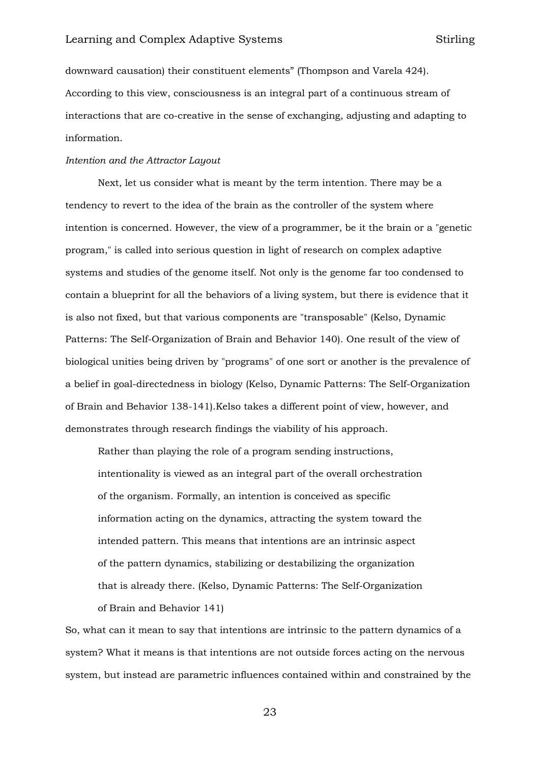downward causation) their constituent elements" (Thompson and Varela 424). According to this view, consciousness is an integral part of a continuous stream of interactions that are co-creative in the sense of exchanging, adjusting and adapting to information.

*Intention and the Attractor Layout*

Next, let us consider what is meant by the term intention. There may be a tendency to revert to the idea of the brain as the controller of the system where intention is concerned. However, the view of a programmer, be it the brain or a "genetic program," is called into serious question in light of research on complex adaptive systems and studies of the genome itself. Not only is the genome far too condensed to contain a blueprint for all the behaviors of a living system, but there is evidence that it is also not fixed, but that various components are "transposable" (Kelso, Dynamic Patterns: The Self-Organization of Brain and Behavior 140). One result of the view of biological unities being driven by "programs" of one sort or another is the prevalence of a belief in goal-directedness in biology (Kelso, Dynamic Patterns: The Self-Organization of Brain and Behavior 138-141).Kelso takes a different point of view, however, and demonstrates through research findings the viability of his approach.

> Rather than playing the role of a program sending instructions, intentionality is viewed as an integral part of the overall orchestration of the organism. Formally, an intention is conceived as specific information acting on the dynamics, attracting the system toward the intended pattern. This means that intentions are an intrinsic aspect of the pattern dynamics, stabilizing or destabilizing the organization that is already there. (Kelso, Dynamic Patterns: The Self-Organization of Brain and Behavior 141)

So, what can it mean to say that intentions are intrinsic to the pattern dynamics of a system? What it means is that intentions are not outside forces acting on the nervous system, but instead are parametric influences contained within and constrained by the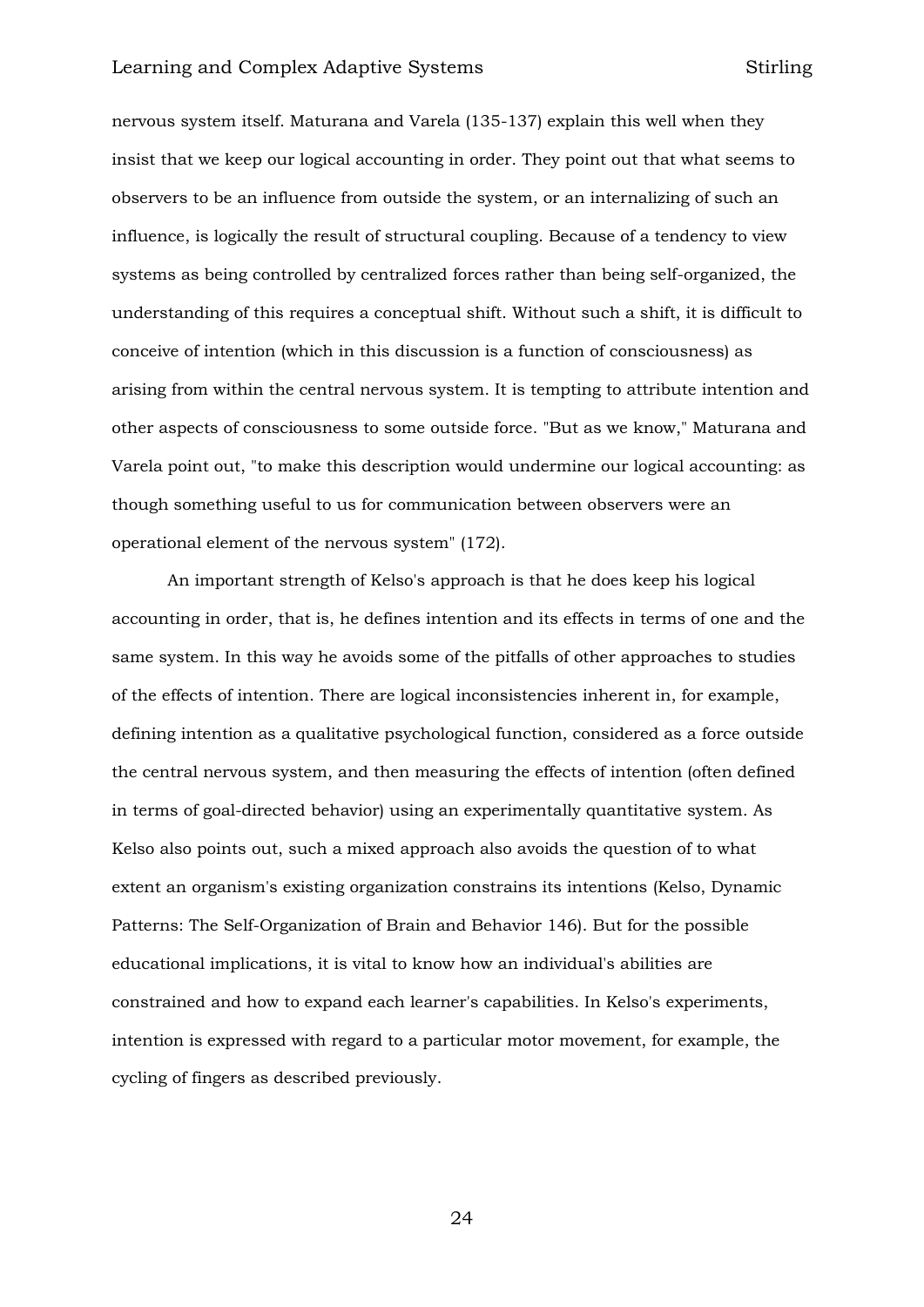nervous system itself. Maturana and Varela (135-137) explain this well when they insist that we keep our logical accounting in order. They point out that what seems to observers to be an influence from outside the system, or an internalizing of such an influence, is logically the result of structural coupling. Because of a tendency to view systems as being controlled by centralized forces rather than being self-organized, the understanding of this requires a conceptual shift. Without such a shift, it is difficult to conceive of intention (which in this discussion is a function of consciousness) as arising from within the central nervous system. It is tempting to attribute intention and other aspects of consciousness to some outside force. "But as we know," Maturana and Varela point out, "to make this description would undermine our logical accounting: as though something useful to us for communication between observers were an operational element of the nervous system" (172).

An important strength of Kelso's approach is that he does keep his logical accounting in order, that is, he defines intention and its effects in terms of one and the same system. In this way he avoids some of the pitfalls of other approaches to studies of the effects of intention. There are logical inconsistencies inherent in, for example, defining intention as a qualitative psychological function, considered as a force outside the central nervous system, and then measuring the effects of intention (often defined in terms of goal-directed behavior) using an experimentally quantitative system. As Kelso also points out, such a mixed approach also avoids the question of to what extent an organism's existing organization constrains its intentions (Kelso, Dynamic Patterns: The Self-Organization of Brain and Behavior 146). But for the possible educational implications, it is vital to know how an individual's abilities are constrained and how to expand each learner's capabilities. In Kelso's experiments, intention is expressed with regard to a particular motor movement, for example, the cycling of fingers as described previously.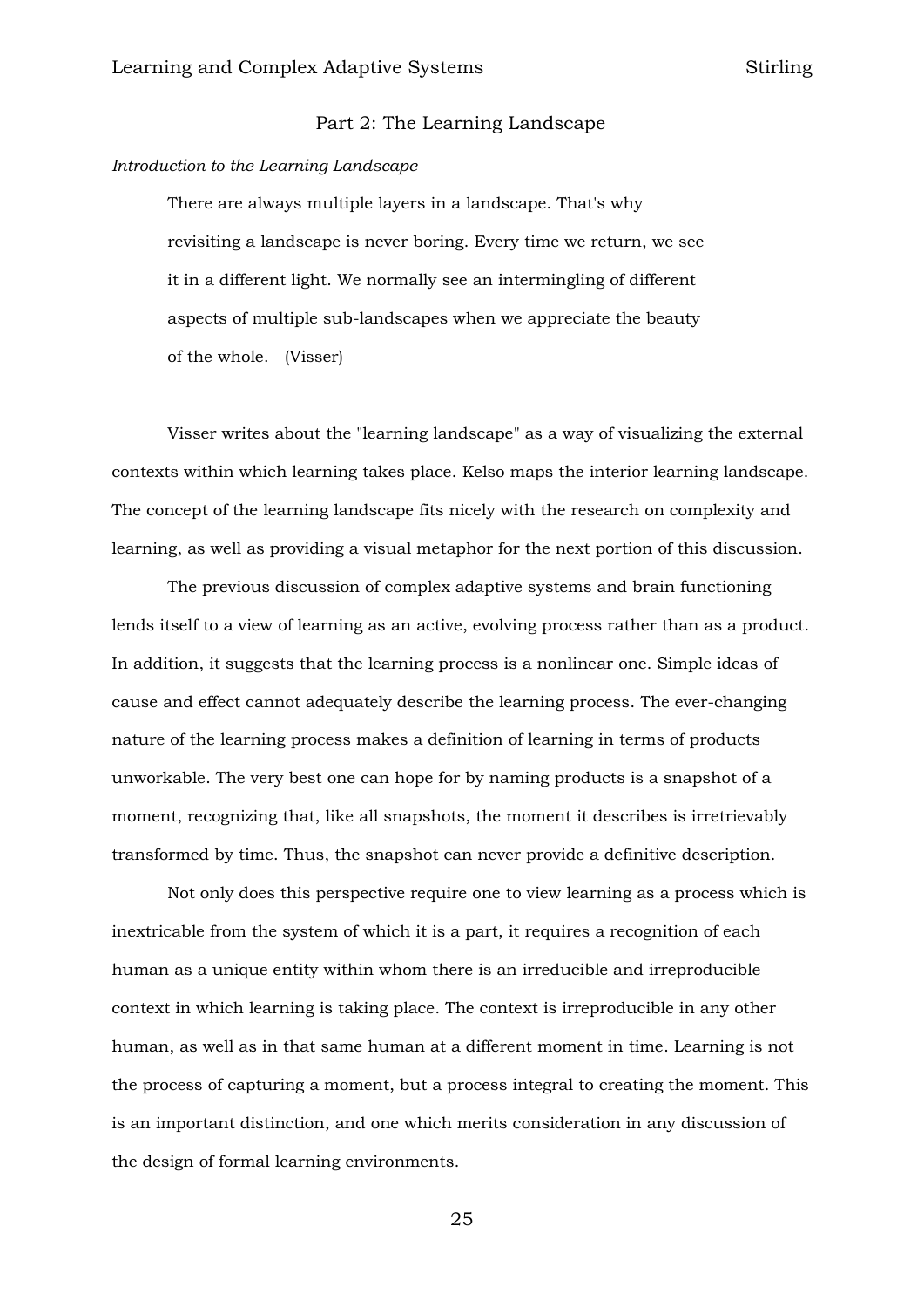## Part 2: The Learning Landscape

*Introduction to the Learning Landscape*

> There are always multiple layers in a landscape. That's why revisiting a landscape is never boring. Every time we return, we see it in a different light. We normally see an intermingling of different aspects of multiple sub-landscapes when we appreciate the beauty of the whole. (Visser)

Visser writes about the "learning landscape" as a way of visualizing the external contexts within which learning takes place. Kelso maps the interior learning landscape. The concept of the learning landscape fits nicely with the research on complexity and learning, as well as providing a visual metaphor for the next portion of this discussion.

The previous discussion of complex adaptive systems and brain functioning lends itself to a view of learning as an active, evolving process rather than as a product. In addition, it suggests that the learning process is a nonlinear one. Simple ideas of cause and effect cannot adequately describe the learning process. The ever-changing nature of the learning process makes a definition of learning in terms of products unworkable. The very best one can hope for by naming products is a snapshot of a moment, recognizing that, like all snapshots, the moment it describes is irretrievably transformed by time. Thus, the snapshot can never provide a definitive description.

Not only does this perspective require one to view learning as a process which is inextricable from the system of which it is a part, it requires a recognition of each human as a unique entity within whom there is an irreducible and irreproducible context in which learning is taking place. The context is irreproducible in any other human, as well as in that same human at a different moment in time. Learning is not the process of capturing a moment, but a process integral to creating the moment. This is an important distinction, and one which merits consideration in any discussion of the design of formal learning environments.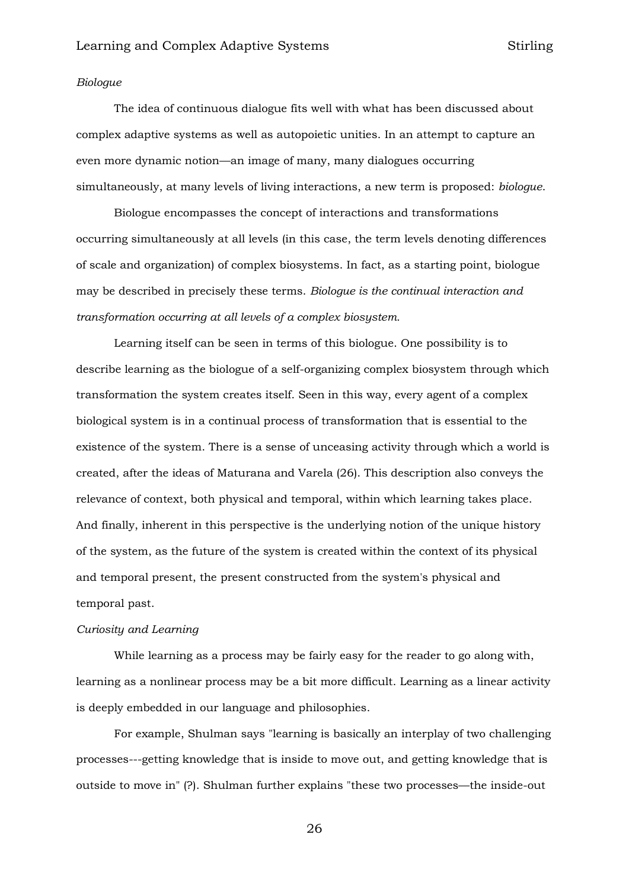*Biologue*

The idea of continuous dialogue fits well with what has been discussed about complex adaptive systems as well as autopoietic unities. In an attempt to capture an even more dynamic notion—an image of many, many dialogues occurring simultaneously, at many levels of living interactions, a new term is proposed: *biologue*.

Biologue encompasses the concept of interactions and transformations occurring simultaneously at all levels (in this case, the term levels denoting differences of scale and organization) of complex biosystems. In fact, as a starting point, biologue may be described in precisely these terms. *Biologue is the continual interaction and transformation occurring at all levels of a complex biosystem.*

Learning itself can be seen in terms of this biologue. One possibility is to describe learning as the biologue of a self-organizing complex biosystem through which transformation the system creates itself. Seen in this way, every agent of a complex biological system is in a continual process of transformation that is essential to the existence of the system. There is a sense of unceasing activity through which a world is created, after the ideas of Maturana and Varela (26). This description also conveys the relevance of context, both physical and temporal, within which learning takes place. And finally, inherent in this perspective is the underlying notion of the unique history of the system, as the future of the system is created within the context of its physical and temporal present, the present constructed from the system's physical and temporal past.

*Curiosity and Learning*

While learning as a process may be fairly easy for the reader to go along with, learning as a nonlinear process may be a bit more difficult. Learning as a linear activity is deeply embedded in our language and philosophies.

For example, Shulman says "learning is basically an interplay of two challenging processes---getting knowledge that is inside to move out, and getting knowledge that is outside to move in" (?). Shulman further explains "these two processes—the inside-out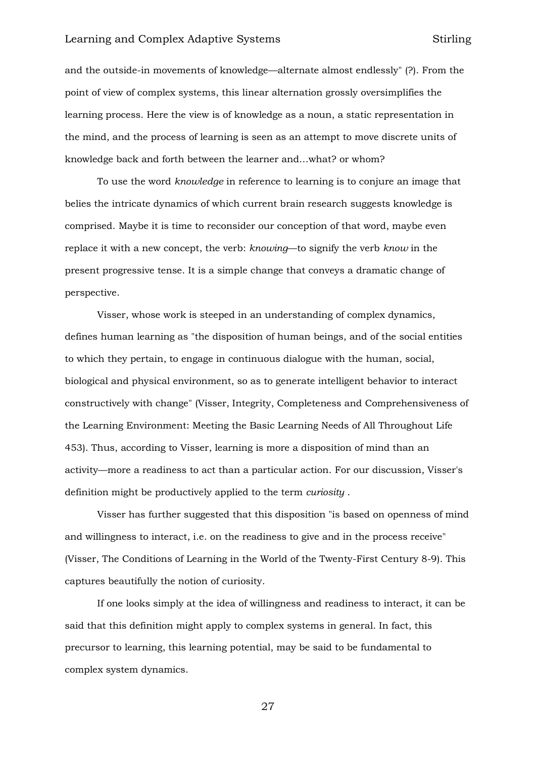and the outside-in movements of knowledge—alternate almost endlessly" (?). From the point of view of complex systems, this linear alternation grossly oversimplifies the learning process. Here the view is of knowledge as a noun, a static representation in the mind, and the process of learning is seen as an attempt to move discrete units of knowledge back and forth between the learner and…what? or whom?

To use the word *knowledge* in reference to learning is to conjure an image that belies the intricate dynamics of which current brain research suggests knowledge is comprised. Maybe it is time to reconsider our conception of that word, maybe even replace it with a new concept, the verb: *knowing*—to signify the verb *know* in the present progressive tense. It is a simple change that conveys a dramatic change of perspective.

Visser, whose work is steeped in an understanding of complex dynamics, defines human learning as "the disposition of human beings, and of the social entities to which they pertain, to engage in continuous dialogue with the human, social, biological and physical environment, so as to generate intelligent behavior to interact constructively with change" (Visser, Integrity, Completeness and Comprehensiveness of the Learning Environment: Meeting the Basic Learning Needs of All Throughout Life 453). Thus, according to Visser, learning is more a disposition of mind than an activity—more a readiness to act than a particular action. For our discussion, Visser's definition might be productively applied to the term *curiosity* .

Visser has further suggested that this disposition "is based on openness of mind and willingness to interact, i.e. on the readiness to give and in the process receive" (Visser, The Conditions of Learning in the World of the Twenty-First Century 8-9). This captures beautifully the notion of curiosity.

If one looks simply at the idea of willingness and readiness to interact, it can be said that this definition might apply to complex systems in general. In fact, this precursor to learning, this learning potential, may be said to be fundamental to complex system dynamics.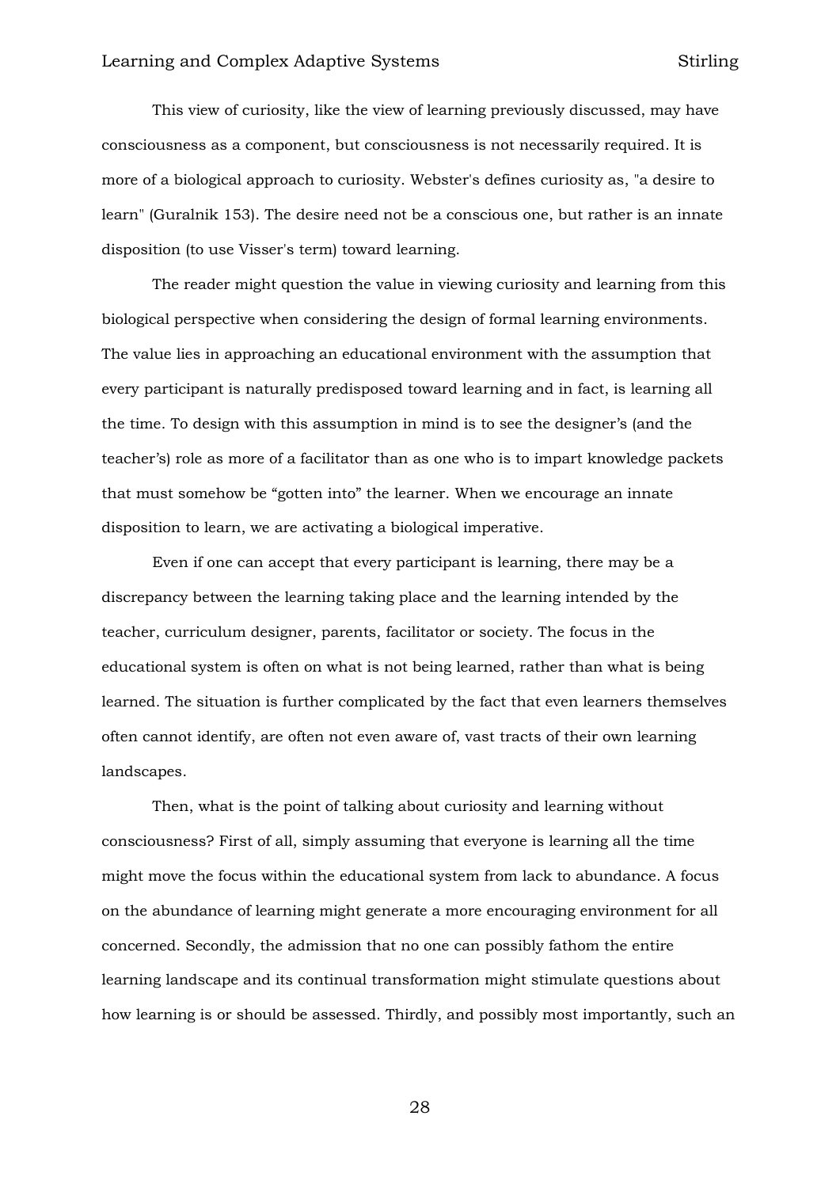This view of curiosity, like the view of learning previously discussed, may have consciousness as a component, but consciousness is not necessarily required. It is more of a biological approach to curiosity. Webster's defines curiosity as, "a desire to learn" (Guralnik 153). The desire need not be a conscious one, but rather is an innate disposition (to use Visser's term) toward learning.

The reader might question the value in viewing curiosity and learning from this biological perspective when considering the design of formal learning environments. The value lies in approaching an educational environment with the assumption that every participant is naturally predisposed toward learning and in fact, is learning all the time. To design with this assumption in mind is to see the designer's (and the teacher's) role as more of a facilitator than as one who is to impart knowledge packets that must somehow be "gotten into" the learner. When we encourage an innate disposition to learn, we are activating a biological imperative.

Even if one can accept that every participant is learning, there may be a discrepancy between the learning taking place and the learning intended by the teacher, curriculum designer, parents, facilitator or society. The focus in the educational system is often on what is not being learned, rather than what is being learned. The situation is further complicated by the fact that even learners themselves often cannot identify, are often not even aware of, vast tracts of their own learning landscapes.

Then, what is the point of talking about curiosity and learning without consciousness? First of all, simply assuming that everyone is learning all the time might move the focus within the educational system from lack to abundance. A focus on the abundance of learning might generate a more encouraging environment for all concerned. Secondly, the admission that no one can possibly fathom the entire learning landscape and its continual transformation might stimulate questions about how learning is or should be assessed. Thirdly, and possibly most importantly, such an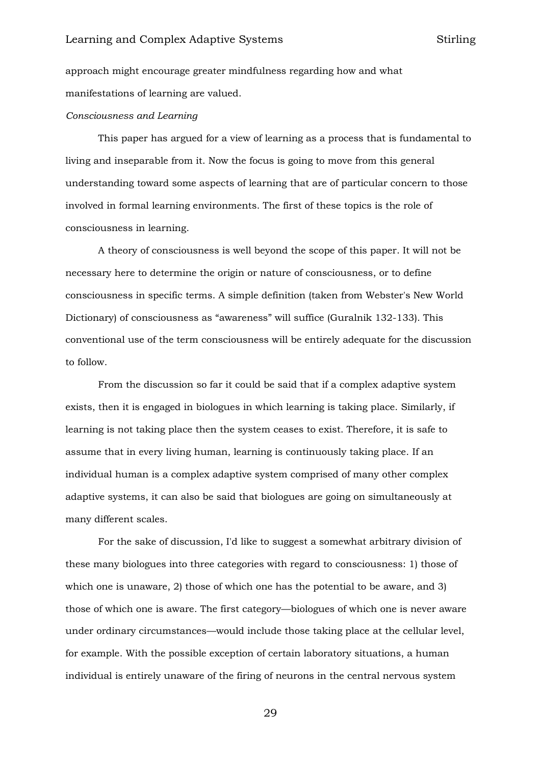approach might encourage greater mindfulness regarding how and what manifestations of learning are valued.

*Consciousness and Learning*

This paper has argued for a view of learning as a process that is fundamental to living and inseparable from it. Now the focus is going to move from this general understanding toward some aspects of learning that are of particular concern to those involved in formal learning environments. The first of these topics is the role of consciousness in learning.

A theory of consciousness is well beyond the scope of this paper. It will not be necessary here to determine the origin or nature of consciousness, or to define consciousness in specific terms. A simple definition (taken from Webster's New World Dictionary) of consciousness as “awareness” will suffice (Guralnik 132-133). This conventional use of the term consciousness will be entirely adequate for the discussion to follow.

From the discussion so far it could be said that if a complex adaptive system exists, then it is engaged in biologues in which learning is taking place. Similarly, if learning is not taking place then the system ceases to exist. Therefore, it is safe to assume that in every living human, learning is continuously taking place. If an individual human is a complex adaptive system comprised of many other complex adaptive systems, it can also be said that biologues are going on simultaneously at many different scales.

For the sake of discussion, I'd like to suggest a somewhat arbitrary division of these many biologues into three categories with regard to consciousness: 1) those of which one is unaware, 2) those of which one has the potential to be aware, and 3) those of which one is aware. The first category—biologues of which one is never aware under ordinary circumstances—would include those taking place at the cellular level, for example. With the possible exception of certain laboratory situations, a human individual is entirely unaware of the firing of neurons in the central nervous system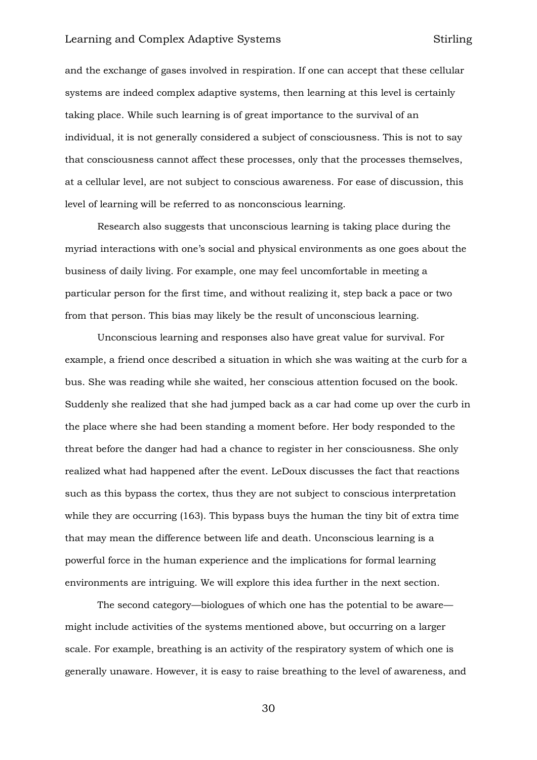and the exchange of gases involved in respiration. If one can accept that these cellular systems are indeed complex adaptive systems, then learning at this level is certainly taking place. While such learning is of great importance to the survival of an individual, it is not generally considered a subject of consciousness. This is not to say that consciousness cannot affect these processes, only that the processes themselves, at a cellular level, are not subject to conscious awareness. For ease of discussion, this level of learning will be referred to as nonconscious learning.

Research also suggests that unconscious learning is taking place during the myriad interactions with one's social and physical environments as one goes about the business of daily living. For example, one may feel uncomfortable in meeting a particular person for the first time, and without realizing it, step back a pace or two from that person. This bias may likely be the result of unconscious learning.

Unconscious learning and responses also have great value for survival. For example, a friend once described a situation in which she was waiting at the curb for a bus. She was reading while she waited, her conscious attention focused on the book. Suddenly she realized that she had jumped back as a car had come up over the curb in the place where she had been standing a moment before. Her body responded to the threat before the danger had had a chance to register in her consciousness. She only realized what had happened after the event. LeDoux discusses the fact that reactions such as this bypass the cortex, thus they are not subject to conscious interpretation while they are occurring (163). This bypass buys the human the tiny bit of extra time that may mean the difference between life and death. Unconscious learning is a powerful force in the human experience and the implications for formal learning environments are intriguing. We will explore this idea further in the next section.

The second category—biologues of which one has the potential to be aware—might include activities of the systems mentioned above, but occurring on a larger scale. For example, breathing is an activity of the respiratory system of which one is generally unaware. However, it is easy to raise breathing to the level of awareness, and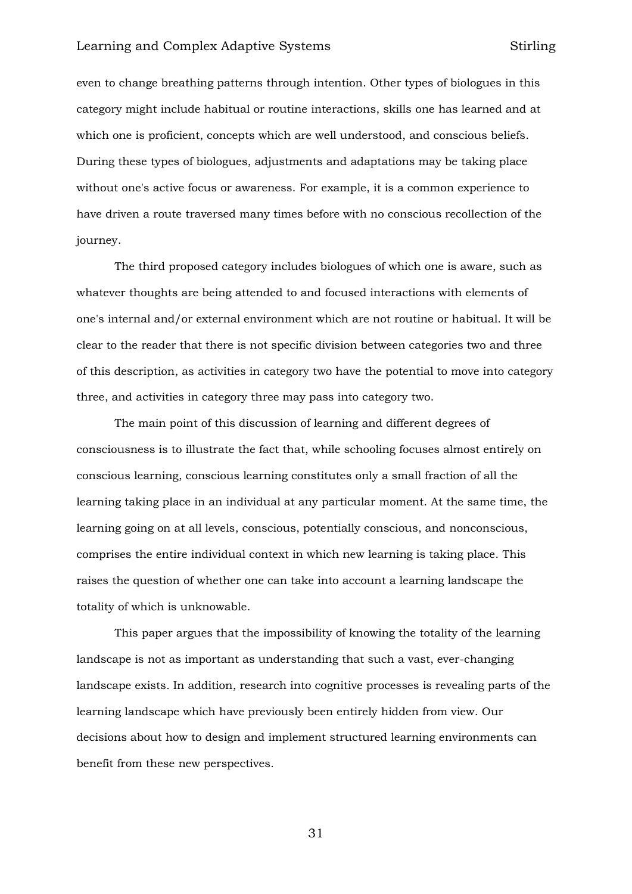even to change breathing patterns through intention. Other types of biologues in this category might include habitual or routine interactions, skills one has learned and at which one is proficient, concepts which are well understood, and conscious beliefs. During these types of biologues, adjustments and adaptations may be taking place without one's active focus or awareness. For example, it is a common experience to have driven a route traversed many times before with no conscious recollection of the journey.

The third proposed category includes biologues of which one is aware, such as whatever thoughts are being attended to and focused interactions with elements of one's internal and/or external environment which are not routine or habitual. It will be clear to the reader that there is not specific division between categories two and three of this description, as activities in category two have the potential to move into category three, and activities in category three may pass into category two.

The main point of this discussion of learning and different degrees of consciousness is to illustrate the fact that, while schooling focuses almost entirely on conscious learning, conscious learning constitutes only a small fraction of all the learning taking place in an individual at any particular moment. At the same time, the learning going on at all levels, conscious, potentially conscious, and nonconscious, comprises the entire individual context in which new learning is taking place. This raises the question of whether one can take into account a learning landscape the totality of which is unknowable.

This paper argues that the impossibility of knowing the totality of the learning landscape is not as important as understanding that such a vast, ever-changing landscape exists. In addition, research into cognitive processes is revealing parts of the learning landscape which have previously been entirely hidden from view. Our decisions about how to design and implement structured learning environments can benefit from these new perspectives.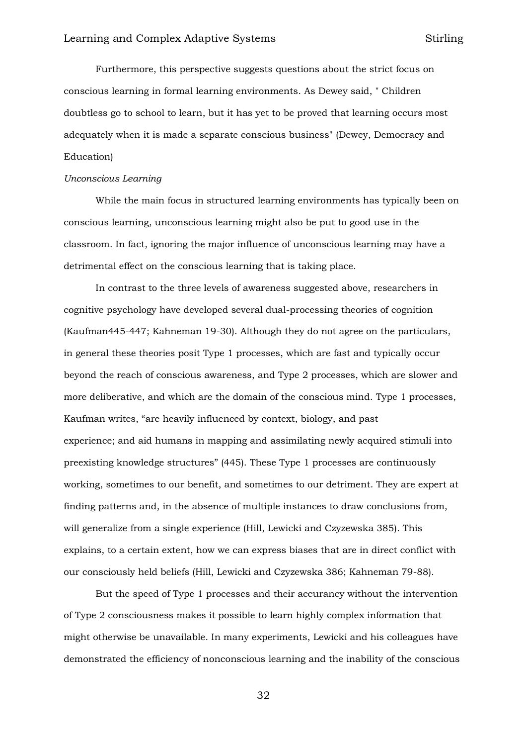Furthermore, this perspective suggests questions about the strict focus on conscious learning in formal learning environments. As Dewey said, " Children doubtless go to school to learn, but it has yet to be proved that learning occurs most adequately when it is made a separate conscious business" (Dewey, Democracy and Education)

*Unconscious Learning*

While the main focus in structured learning environments has typically been on conscious learning, unconscious learning might also be put to good use in the classroom. In fact, ignoring the major influence of unconscious learning may have a detrimental effect on the conscious learning that is taking place.

In contrast to the three levels of awareness suggested above, researchers in cognitive psychology have developed several dual-processing theories of cognition (Kaufman445-447; Kahneman 19-30). Although they do not agree on the particulars, in general these theories posit Type 1 processes, which are fast and typically occur beyond the reach of conscious awareness, and Type 2 processes, which are slower and more deliberative, and which are the domain of the conscious mind. Type 1 processes, Kaufman writes, "are heavily influenced by context, biology, and past experience; and aid humans in mapping and assimilating newly acquired stimuli into preexisting knowledge structures" (445). These Type 1 processes are continuously working, sometimes to our benefit, and sometimes to our detriment. They are expert at finding patterns and, in the absence of multiple instances to draw conclusions from, will generalize from a single experience (Hill, Lewicki and Czyzewska 385). This explains, to a certain extent, how we can express biases that are in direct conflict with our consciously held beliefs (Hill, Lewicki and Czyzewska 386; Kahneman 79-88).

But the speed of Type 1 processes and their accurancy without the intervention of Type 2 consciousness makes it possible to learn highly complex information that might otherwise be unavailable. In many experiments, Lewicki and his colleagues have demonstrated the efficiency of nonconscious learning and the inability of the conscious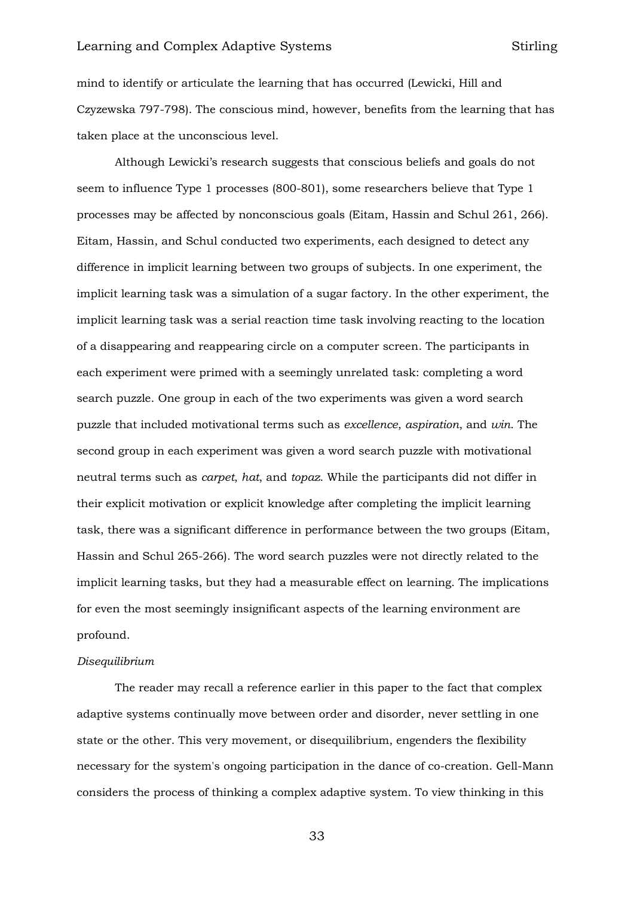mind to identify or articulate the learning that has occurred (Lewicki, Hill and Czyzewska 797-798). The conscious mind, however, benefits from the learning that has taken place at the unconscious level.

Although Lewicki's research suggests that conscious beliefs and goals do not seem to influence Type 1 processes (800-801), some researchers believe that Type 1 processes may be affected by nonconscious goals (Eitam, Hassin and Schul 261, 266). Eitam, Hassin, and Schul conducted two experiments, each designed to detect any difference in implicit learning between two groups of subjects. In one experiment, the implicit learning task was a simulation of a sugar factory. In the other experiment, the implicit learning task was a serial reaction time task involving reacting to the location of a disappearing and reappearing circle on a computer screen. The participants in each experiment were primed with a seemingly unrelated task: completing a word search puzzle. One group in each of the two experiments was given a word search puzzle that included motivational terms such as *excellence*, *aspiration*, and *win*. The second group in each experiment was given a word search puzzle with motivational neutral terms such as *carpet*, *hat*, and *topaz*. While the participants did not differ in their explicit motivation or explicit knowledge after completing the implicit learning task, there was a significant difference in performance between the two groups (Eitam, Hassin and Schul 265-266). The word search puzzles were not directly related to the implicit learning tasks, but they had a measurable effect on learning. The implications for even the most seemingly insignificant aspects of the learning environment are profound.

*Disequilibrium*

The reader may recall a reference earlier in this paper to the fact that complex adaptive systems continually move between order and disorder, never settling in one state or the other. This very movement, or disequilibrium, engenders the flexibility necessary for the system's ongoing participation in the dance of co-creation. Gell-Mann considers the process of thinking a complex adaptive system. To view thinking in this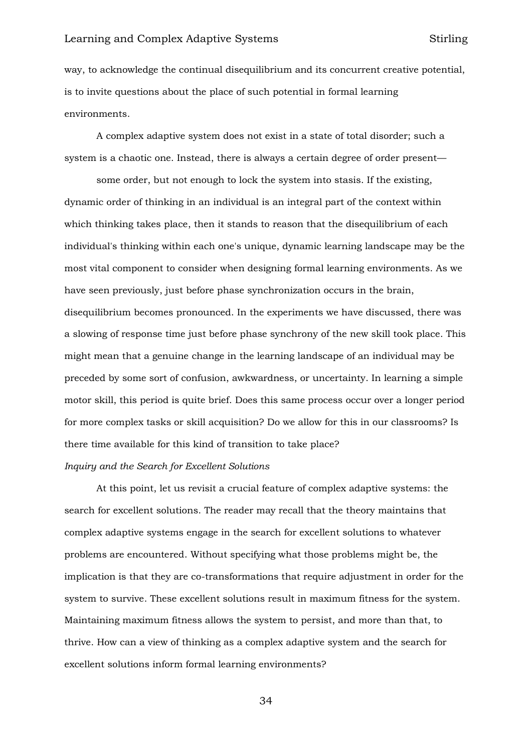way, to acknowledge the continual disequilibrium and its concurrent creative potential, is to invite questions about the place of such potential in formal learning environments.

A complex adaptive system does not exist in a state of total disorder; such a system is a chaotic one. Instead, there is always a certain degree of order present—

some order, but not enough to lock the system into stasis. If the existing, dynamic order of thinking in an individual is an integral part of the context within which thinking takes place, then it stands to reason that the disequilibrium of each individual's thinking within each one's unique, dynamic learning landscape may be the most vital component to consider when designing formal learning environments. As we have seen previously, just before phase synchronization occurs in the brain, disequilibrium becomes pronounced. In the experiments we have discussed, there was a slowing of response time just before phase synchrony of the new skill took place. This might mean that a genuine change in the learning landscape of an individual may be preceded by some sort of confusion, awkwardness, or uncertainty. In learning a simple motor skill, this period is quite brief. Does this same process occur over a longer period for more complex tasks or skill acquisition? Do we allow for this in our classrooms? Is there time available for this kind of transition to take place?

*Inquiry and the Search for Excellent Solutions*

At this point, let us revisit a crucial feature of complex adaptive systems: the search for excellent solutions. The reader may recall that the theory maintains that complex adaptive systems engage in the search for excellent solutions to whatever problems are encountered. Without specifying what those problems might be, the implication is that they are co-transformations that require adjustment in order for the system to survive. These excellent solutions result in maximum fitness for the system. Maintaining maximum fitness allows the system to persist, and more than that, to thrive. How can a view of thinking as a complex adaptive system and the search for excellent solutions inform formal learning environments?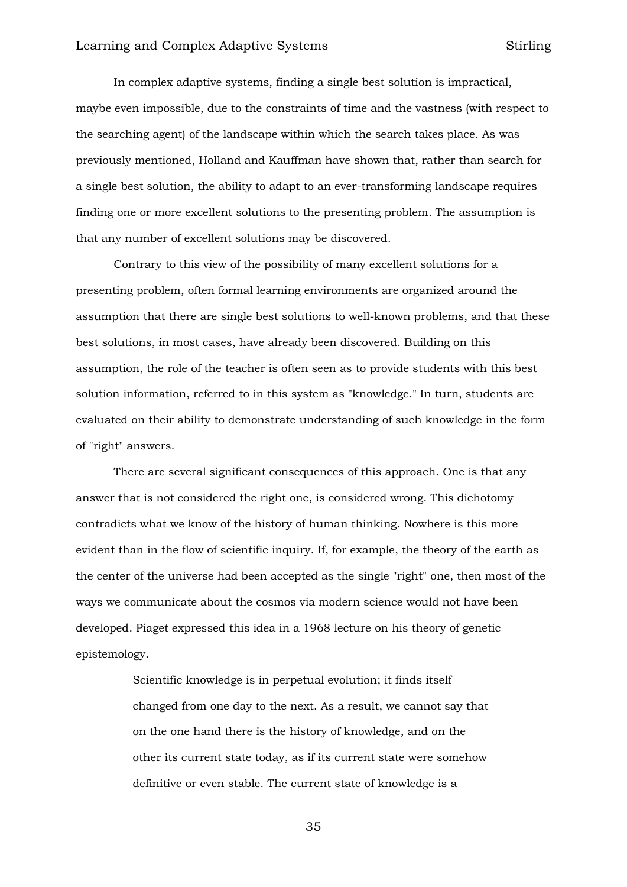In complex adaptive systems, finding a single best solution is impractical, maybe even impossible, due to the constraints of time and the vastness (with respect to the searching agent) of the landscape within which the search takes place. As was previously mentioned, Holland and Kauffman have shown that, rather than search for a single best solution, the ability to adapt to an ever-transforming landscape requires finding one or more excellent solutions to the presenting problem. The assumption is that any number of excellent solutions may be discovered.

Contrary to this view of the possibility of many excellent solutions for a presenting problem, often formal learning environments are organized around the assumption that there are single best solutions to well-known problems, and that these best solutions, in most cases, have already been discovered. Building on this assumption, the role of the teacher is often seen as to provide students with this best solution information, referred to in this system as "knowledge." In turn, students are evaluated on their ability to demonstrate understanding of such knowledge in the form of "right" answers.

There are several significant consequences of this approach. One is that any answer that is not considered the right one, is considered wrong. This dichotomy contradicts what we know of the history of human thinking. Nowhere is this more evident than in the flow of scientific inquiry. If, for example, the theory of the earth as the center of the universe had been accepted as the single "right" one, then most of the ways we communicate about the cosmos via modern science would not have been developed. Piaget expressed this idea in a 1968 lecture on his theory of genetic epistemology.

> Scientific knowledge is in perpetual evolution; it finds itself changed from one day to the next. As a result, we cannot say that on the one hand there is the history of knowledge, and on the other its current state today, as if its current state were somehow definitive or even stable. The current state of knowledge is a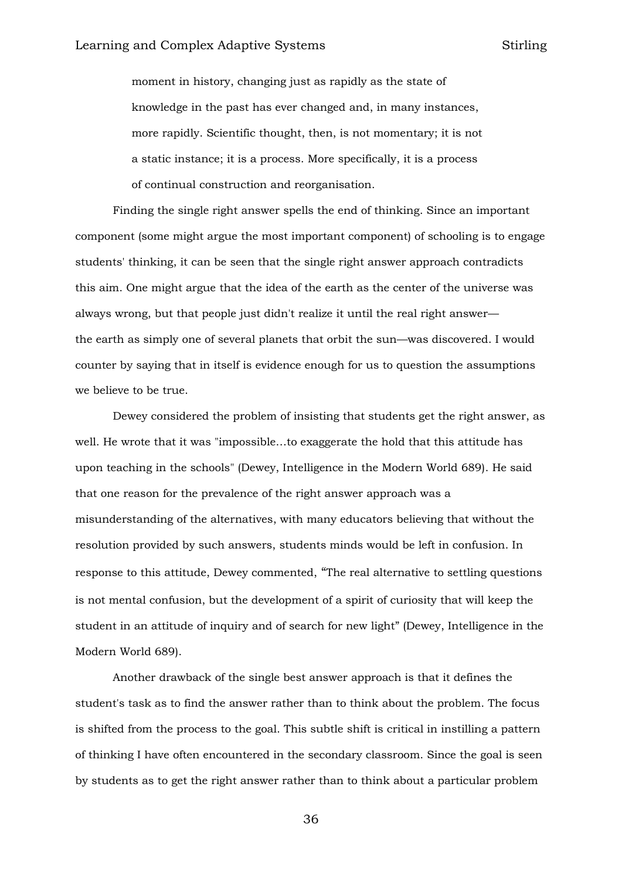> moment in history, changing just as rapidly as the state of knowledge in the past has ever changed and, in many instances, more rapidly. Scientific thought, then, is not momentary; it is not a static instance; it is a process. More specifically, it is a process of continual construction and reorganisation.

Finding the single right answer spells the end of thinking. Since an important component (some might argue the most important component) of schooling is to engage students' thinking, it can be seen that the single right answer approach contradicts this aim. One might argue that the idea of the earth as the center of the universe was always wrong, but that people just didn't realize it until the real right answer—the earth as simply one of several planets that orbit the sun—was discovered. I would counter by saying that in itself is evidence enough for us to question the assumptions we believe to be true.

Dewey considered the problem of insisting that students get the right answer, as well. He wrote that it was "impossible…to exaggerate the hold that this attitude has upon teaching in the schools" (Dewey, Intelligence in the Modern World 689). He said that one reason for the prevalence of the right answer approach was a misunderstanding of the alternatives, with many educators believing that without the resolution provided by such answers, students minds would be left in confusion. In response to this attitude, Dewey commented, "The real alternative to settling questions is not mental confusion, but the development of a spirit of curiosity that will keep the student in an attitude of inquiry and of search for new light" (Dewey, Intelligence in the Modern World 689).

Another drawback of the single best answer approach is that it defines the student's task as to find the answer rather than to think about the problem. The focus is shifted from the process to the goal. This subtle shift is critical in instilling a pattern of thinking I have often encountered in the secondary classroom. Since the goal is seen by students as to get the right answer rather than to think about a particular problem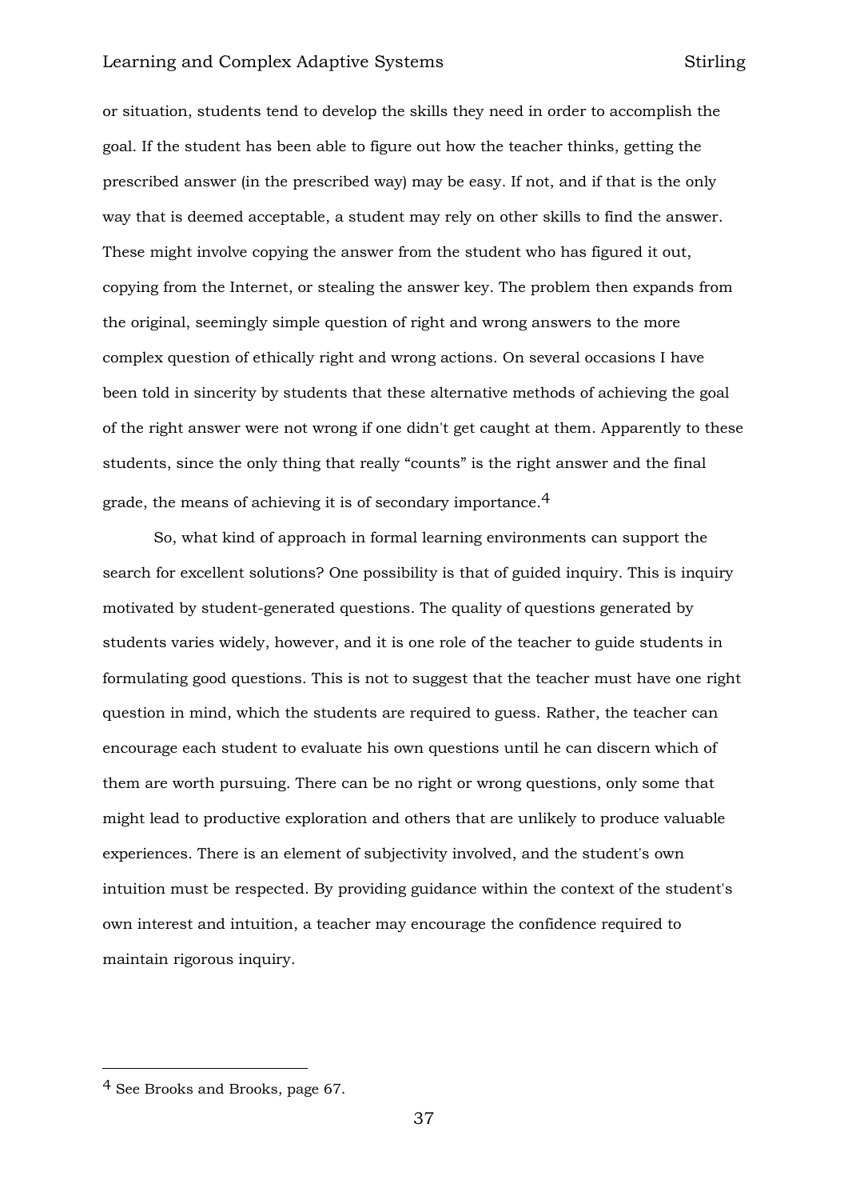or situation, students tend to develop the skills they need in order to accomplish the goal. If the student has been able to figure out how the teacher thinks, getting the prescribed answer (in the prescribed way) may be easy. If not, and if that is the only way that is deemed acceptable, a student may rely on other skills to find the answer. These might involve copying the answer from the student who has figured it out, copying from the Internet, or stealing the answer key. The problem then expands from the original, seemingly simple question of right and wrong answers to the more complex question of ethically right and wrong actions. On several occasions I have been told in sincerity by students that these alternative methods of achieving the goal of the right answer were not wrong if one didn't get caught at them. Apparently to these students, since the only thing that really "counts" is the right answer and the final grade, the means of achieving it is of secondary importance.[4]

So, what kind of approach in formal learning environments can support the search for excellent solutions? One possibility is that of guided inquiry. This is inquiry motivated by student-generated questions. The quality of questions generated by students varies widely, however, and it is one role of the teacher to guide students in formulating good questions. This is not to suggest that the teacher must have one right question in mind, which the students are required to guess. Rather, the teacher can encourage each student to evaluate his own questions until he can discern which of them are worth pursuing. There can be no right or wrong questions, only some that might lead to productive exploration and others that are unlikely to produce valuable experiences. There is an element of subjectivity involved, and the student's own intuition must be respected. By providing guidance within the context of the student's own interest and intuition, a teacher may encourage the confidence required to maintain rigorous inquiry.

---

[4] See Brooks and Brooks, page 67.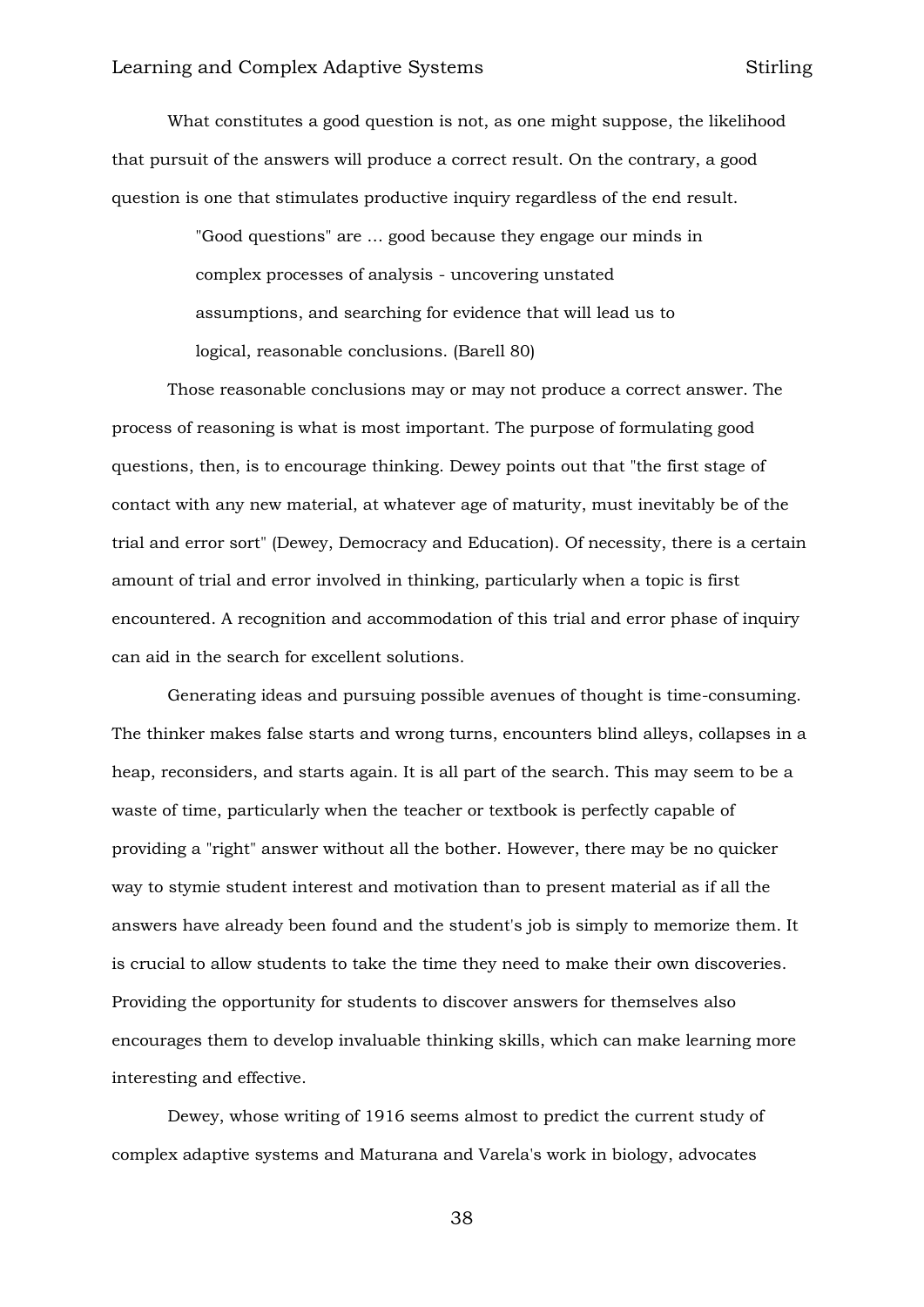What constitutes a good question is not, as one might suppose, the likelihood that pursuit of the answers will produce a correct result. On the contrary, a good question is one that stimulates productive inquiry regardless of the end result.

> "Good questions" are ... good because they engage our minds in complex processes of analysis - uncovering unstated assumptions, and searching for evidence that will lead us to logical, reasonable conclusions. (Barell 80)

Those reasonable conclusions may or may not produce a correct answer. The process of reasoning is what is most important. The purpose of formulating good questions, then, is to encourage thinking. Dewey points out that "the first stage of contact with any new material, at whatever age of maturity, must inevitably be of the trial and error sort" (Dewey, Democracy and Education). Of necessity, there is a certain amount of trial and error involved in thinking, particularly when a topic is first encountered. A recognition and accommodation of this trial and error phase of inquiry can aid in the search for excellent solutions.

Generating ideas and pursuing possible avenues of thought is time-consuming. The thinker makes false starts and wrong turns, encounters blind alleys, collapses in a heap, reconsiders, and starts again. It is all part of the search. This may seem to be a waste of time, particularly when the teacher or textbook is perfectly capable of providing a "right" answer without all the bother. However, there may be no quicker way to stymie student interest and motivation than to present material as if all the answers have already been found and the student's job is simply to memorize them. It is crucial to allow students to take the time they need to make their own discoveries. Providing the opportunity for students to discover answers for themselves also encourages them to develop invaluable thinking skills, which can make learning more interesting and effective.

Dewey, whose writing of 1916 seems almost to predict the current study of complex adaptive systems and Maturana and Varela's work in biology, advocates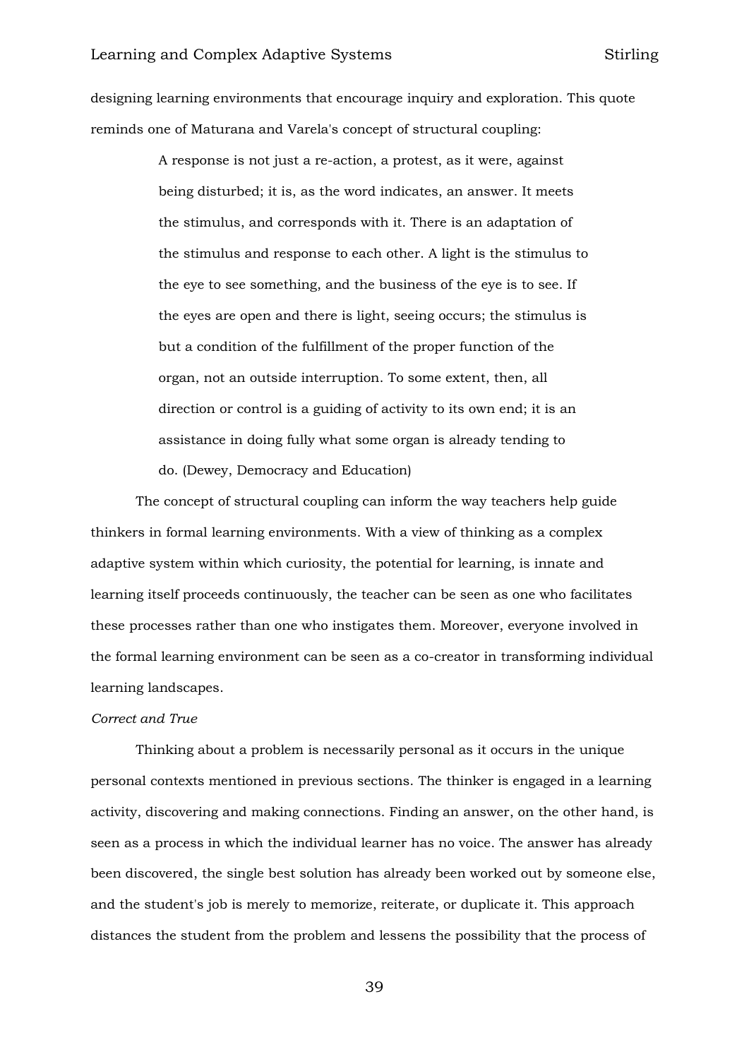designing learning environments that encourage inquiry and exploration. This quote reminds one of Maturana and Varela's concept of structural coupling:

> A response is not just a re-action, a protest, as it were, against being disturbed; it is, as the word indicates, an answer. It meets the stimulus, and corresponds with it. There is an adaptation of the stimulus and response to each other. A light is the stimulus to the eye to see something, and the business of the eye is to see. If the eyes are open and there is light, seeing occurs; the stimulus is but a condition of the fulfillment of the proper function of the organ, not an outside interruption. To some extent, then, all direction or control is a guiding of activity to its own end; it is an assistance in doing fully what some organ is already tending to do. (Dewey, Democracy and Education)

The concept of structural coupling can inform the way teachers help guide thinkers in formal learning environments. With a view of thinking as a complex adaptive system within which curiosity, the potential for learning, is innate and learning itself proceeds continuously, the teacher can be seen as one who facilitates these processes rather than one who instigates them. Moreover, everyone involved in the formal learning environment can be seen as a co-creator in transforming individual learning landscapes.

*Correct and True*

Thinking about a problem is necessarily personal as it occurs in the unique personal contexts mentioned in previous sections. The thinker is engaged in a learning activity, discovering and making connections. Finding an answer, on the other hand, is seen as a process in which the individual learner has no voice. The answer has already been discovered, the single best solution has already been worked out by someone else, and the student's job is merely to memorize, reiterate, or duplicate it. This approach distances the student from the problem and lessens the possibility that the process of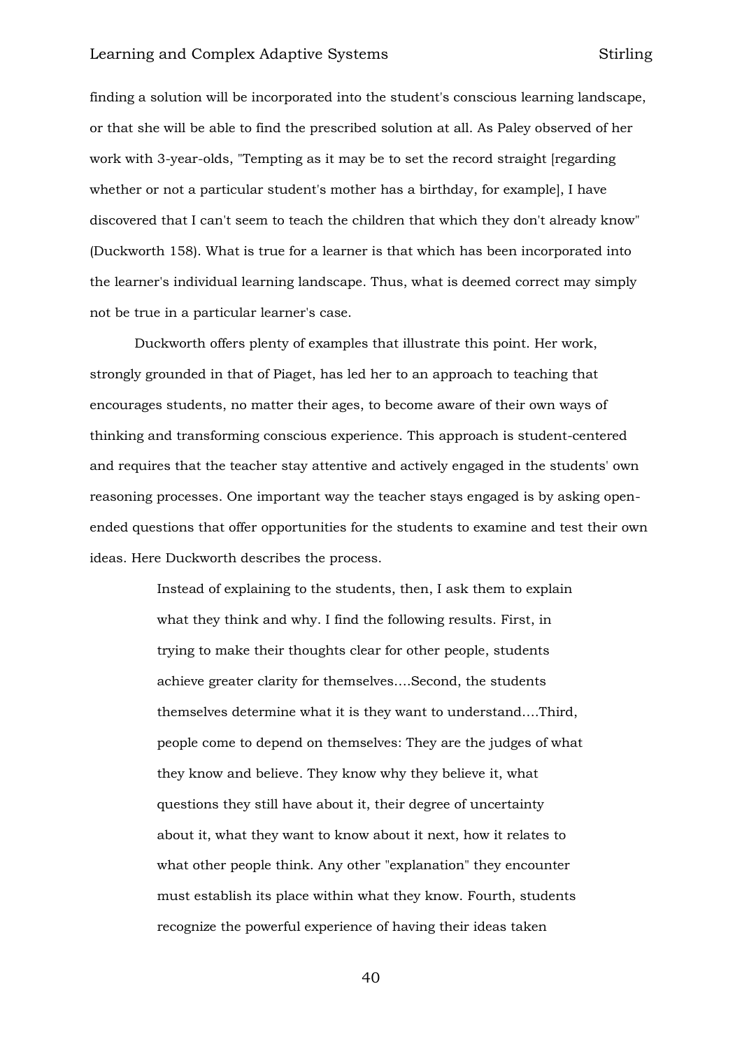finding a solution will be incorporated into the student's conscious learning landscape, or that she will be able to find the prescribed solution at all. As Paley observed of her work with 3-year-olds, "Tempting as it may be to set the record straight [regarding whether or not a particular student's mother has a birthday, for example], I have discovered that I can't seem to teach the children that which they don't already know" (Duckworth 158). What is true for a learner is that which has been incorporated into the learner's individual learning landscape. Thus, what is deemed correct may simply not be true in a particular learner's case.

Duckworth offers plenty of examples that illustrate this point. Her work, strongly grounded in that of Piaget, has led her to an approach to teaching that encourages students, no matter their ages, to become aware of their own ways of thinking and transforming conscious experience. This approach is student-centered and requires that the teacher stay attentive and actively engaged in the students' own reasoning processes. One important way the teacher stays engaged is by asking open-ended questions that offer opportunities for the students to examine and test their own ideas. Here Duckworth describes the process.

> Instead of explaining to the students, then, I ask them to explain what they think and why. I find the following results. First, in trying to make their thoughts clear for other people, students achieve greater clarity for themselves....Second, the students themselves determine what it is they want to understand....Third, people come to depend on themselves: They are the judges of what they know and believe. They know why they believe it, what questions they still have about it, their degree of uncertainty about it, what they want to know about it next, how it relates to what other people think. Any other "explanation" they encounter must establish its place within what they know. Fourth, students recognize the powerful experience of having their ideas taken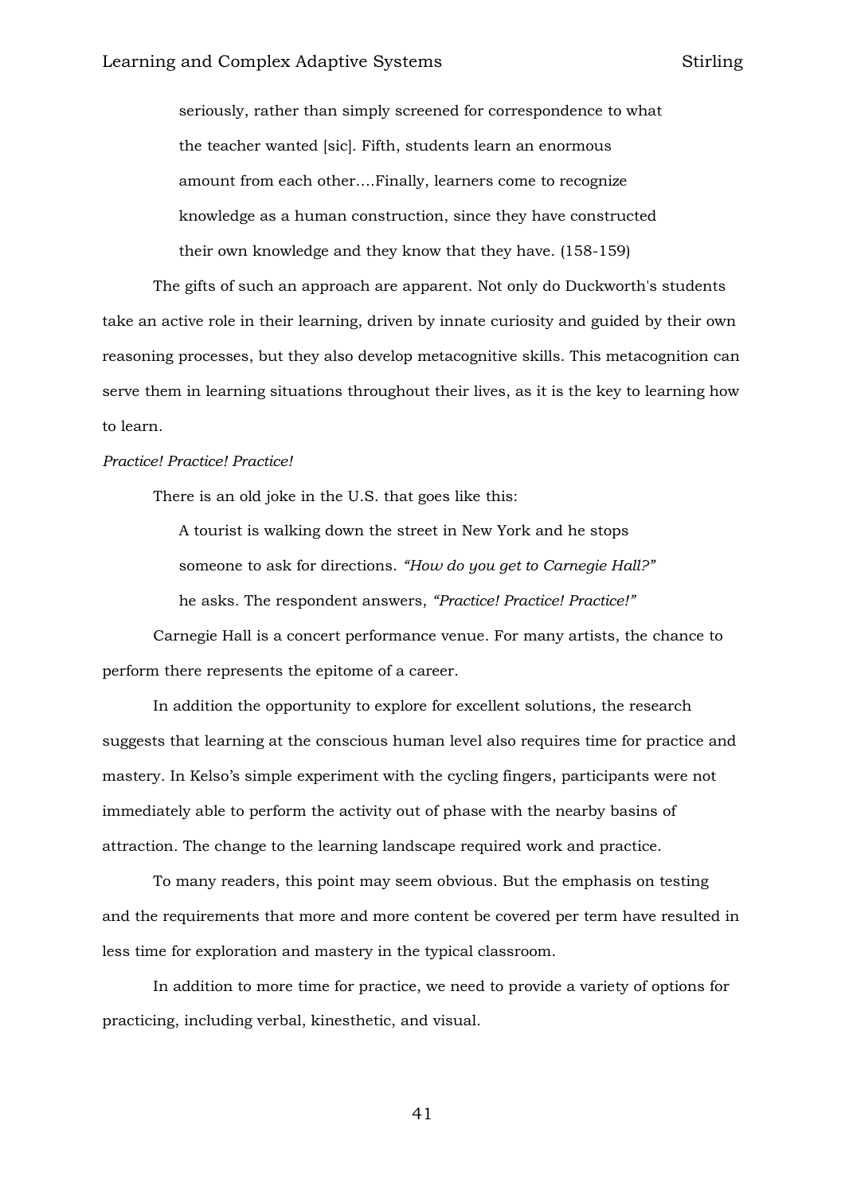> seriously, rather than simply screened for correspondence to what the teacher wanted [sic]. Fifth, students learn an enormous amount from each other….Finally, learners come to recognize knowledge as a human construction, since they have constructed their own knowledge and they know that they have. (158-159)

The gifts of such an approach are apparent. Not only do Duckworth's students take an active role in their learning, driven by innate curiosity and guided by their own reasoning processes, but they also develop metacognitive skills. This metacognition can serve them in learning situations throughout their lives, as it is the key to learning how to learn.

*Practice! Practice! Practice!*

There is an old joke in the U.S. that goes like this:

> A tourist is walking down the street in New York and he stops someone to ask for directions. *"How do you get to Carnegie Hall?"* he asks. The respondent answers, *"Practice! Practice! Practice!"*

Carnegie Hall is a concert performance venue. For many artists, the chance to perform there represents the epitome of a career.

In addition the opportunity to explore for excellent solutions, the research suggests that learning at the conscious human level also requires time for practice and mastery. In Kelso's simple experiment with the cycling fingers, participants were not immediately able to perform the activity out of phase with the nearby basins of attraction. The change to the learning landscape required work and practice.

To many readers, this point may seem obvious. But the emphasis on testing and the requirements that more and more content be covered per term have resulted in less time for exploration and mastery in the typical classroom.

In addition to more time for practice, we need to provide a variety of options for practicing, including verbal, kinesthetic, and visual.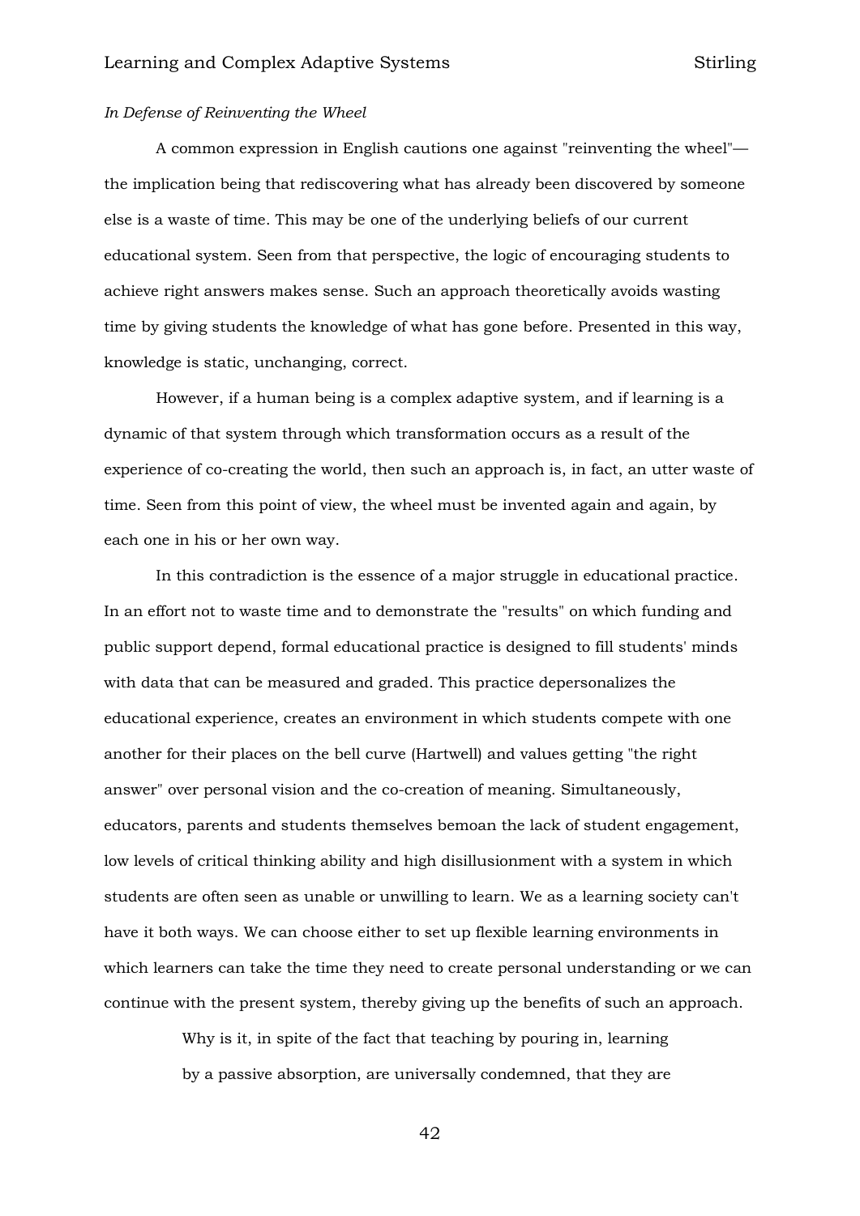*In Defense of Reinventing the Wheel*

A common expression in English cautions one against "reinventing the wheel"—the implication being that rediscovering what has already been discovered by someone else is a waste of time. This may be one of the underlying beliefs of our current educational system. Seen from that perspective, the logic of encouraging students to achieve right answers makes sense. Such an approach theoretically avoids wasting time by giving students the knowledge of what has gone before. Presented in this way, knowledge is static, unchanging, correct.

However, if a human being is a complex adaptive system, and if learning is a dynamic of that system through which transformation occurs as a result of the experience of co-creating the world, then such an approach is, in fact, an utter waste of time. Seen from this point of view, the wheel must be invented again and again, by each one in his or her own way.

In this contradiction is the essence of a major struggle in educational practice. In an effort not to waste time and to demonstrate the "results" on which funding and public support depend, formal educational practice is designed to fill students' minds with data that can be measured and graded. This practice depersonalizes the educational experience, creates an environment in which students compete with one another for their places on the bell curve (Hartwell) and values getting "the right answer" over personal vision and the co-creation of meaning. Simultaneously, educators, parents and students themselves bemoan the lack of student engagement, low levels of critical thinking ability and high disillusionment with a system in which students are often seen as unable or unwilling to learn. We as a learning society can't have it both ways. We can choose either to set up flexible learning environments in which learners can take the time they need to create personal understanding or we can continue with the present system, thereby giving up the benefits of such an approach.

> Why is it, in spite of the fact that teaching by pouring in, learning by a passive absorption, are universally condemned, that they are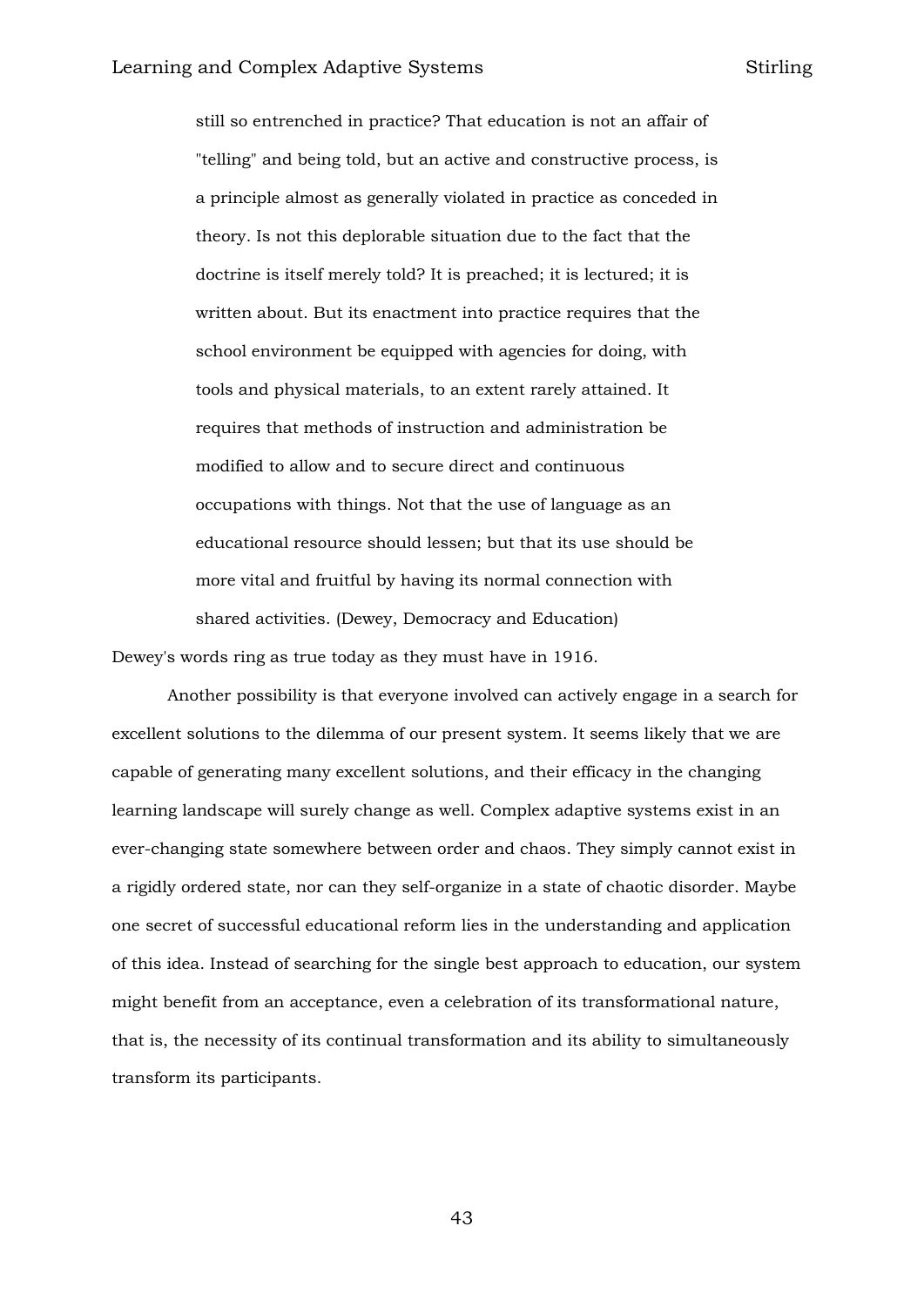> still so entrenched in practice? That education is not an affair of "telling" and being told, but an active and constructive process, is a principle almost as generally violated in practice as conceded in theory. Is not this deplorable situation due to the fact that the doctrine is itself merely told? It is preached; it is lectured; it is written about. But its enactment into practice requires that the school environment be equipped with agencies for doing, with tools and physical materials, to an extent rarely attained. It requires that methods of instruction and administration be modified to allow and to secure direct and continuous occupations with things. Not that the use of language as an educational resource should lessen; but that its use should be more vital and fruitful by having its normal connection with shared activities. (Dewey, Democracy and Education)

Dewey's words ring as true today as they must have in 1916.

Another possibility is that everyone involved can actively engage in a search for excellent solutions to the dilemma of our present system. It seems likely that we are capable of generating many excellent solutions, and their efficacy in the changing learning landscape will surely change as well. Complex adaptive systems exist in an ever-changing state somewhere between order and chaos. They simply cannot exist in a rigidly ordered state, nor can they self-organize in a state of chaotic disorder. Maybe one secret of successful educational reform lies in the understanding and application of this idea. Instead of searching for the single best approach to education, our system might benefit from an acceptance, even a celebration of its transformational nature, that is, the necessity of its continual transformation and its ability to simultaneously transform its participants.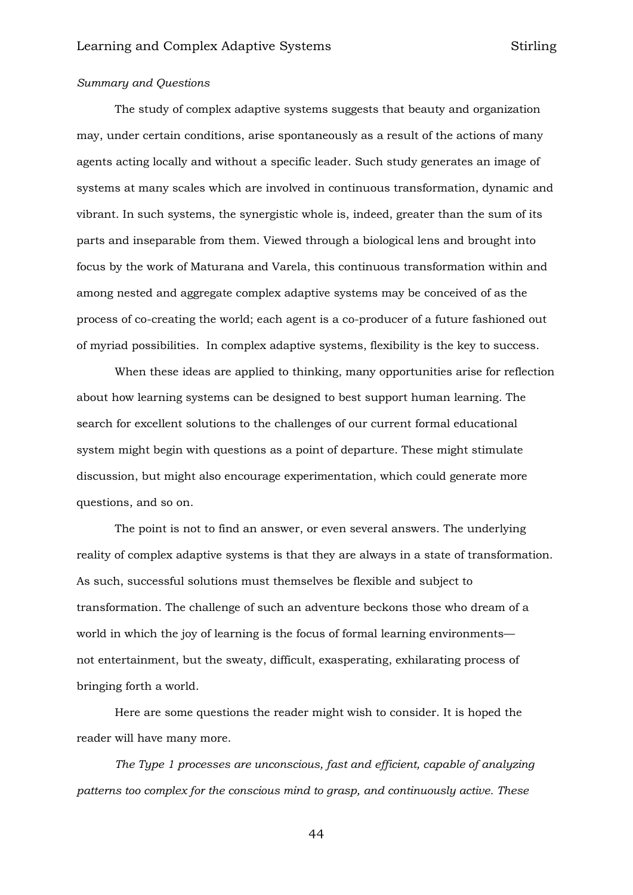*Summary and Questions*

The study of complex adaptive systems suggests that beauty and organization may, under certain conditions, arise spontaneously as a result of the actions of many agents acting locally and without a specific leader. Such study generates an image of systems at many scales which are involved in continuous transformation, dynamic and vibrant. In such systems, the synergistic whole is, indeed, greater than the sum of its parts and inseparable from them. Viewed through a biological lens and brought into focus by the work of Maturana and Varela, this continuous transformation within and among nested and aggregate complex adaptive systems may be conceived of as the process of co-creating the world; each agent is a co-producer of a future fashioned out of myriad possibilities. In complex adaptive systems, flexibility is the key to success.

When these ideas are applied to thinking, many opportunities arise for reflection about how learning systems can be designed to best support human learning. The search for excellent solutions to the challenges of our current formal educational system might begin with questions as a point of departure. These might stimulate discussion, but might also encourage experimentation, which could generate more questions, and so on.

The point is not to find an answer, or even several answers. The underlying reality of complex adaptive systems is that they are always in a state of transformation. As such, successful solutions must themselves be flexible and subject to transformation. The challenge of such an adventure beckons those who dream of a world in which the joy of learning is the focus of formal learning environments—not entertainment, but the sweaty, difficult, exasperating, exhilarating process of bringing forth a world.

Here are some questions the reader might wish to consider. It is hoped the reader will have many more.

*The Type 1 processes are unconscious, fast and efficient, capable of analyzing patterns too complex for the conscious mind to grasp, and continuously active. These*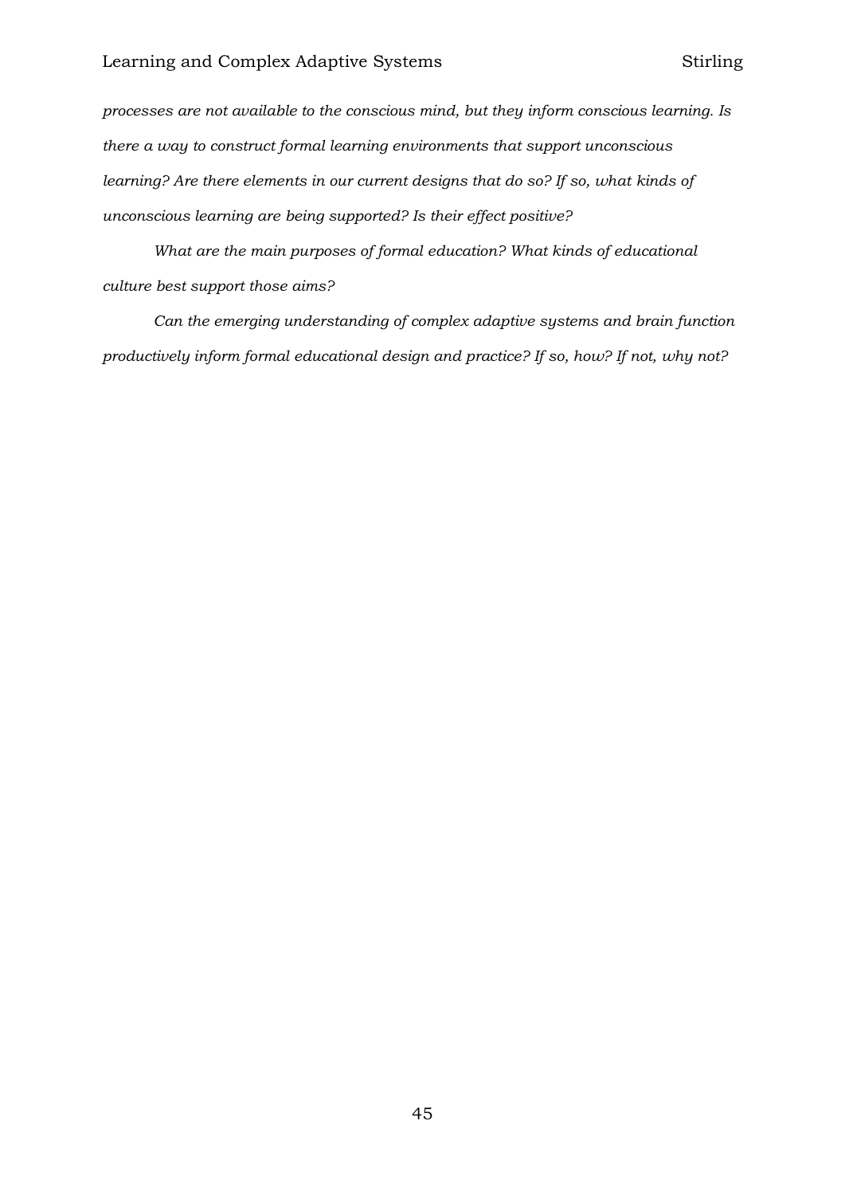*processes are not available to the conscious mind, but they inform conscious learning. Is there a way to construct formal learning environments that support unconscious learning? Are there elements in our current designs that do so? If so, what kinds of unconscious learning are being supported? Is their effect positive?*

*What are the main purposes of formal education? What kinds of educational culture best support those aims?*

*Can the emerging understanding of complex adaptive systems and brain function productively inform formal educational design and practice? If so, how? If not, why not?*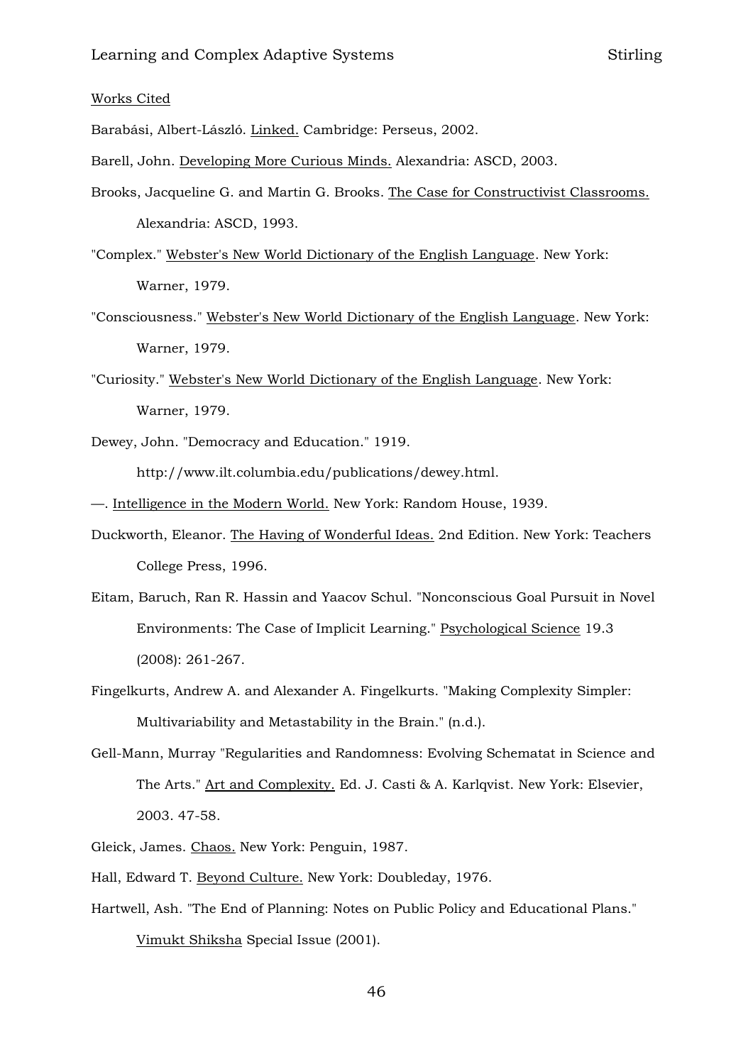Works Cited

Barabási, Albert-László. Linked. Cambridge: Perseus, 2002.

Barell, John. Developing More Curious Minds. Alexandria: ASCD, 2003.

Brooks, Jacqueline G. and Martin G. Brooks. The Case for Constructivist Classrooms. Alexandria: ASCD, 1993.

"Complex." Webster's New World Dictionary of the English Language. New York: Warner, 1979.

"Consciousness." Webster's New World Dictionary of the English Language. New York: Warner, 1979.

"Curiosity." Webster's New World Dictionary of the English Language. New York: Warner, 1979.

Dewey, John. "Democracy and Education." 1919. http://www.ilt.columbia.edu/publications/dewey.html.

—. Intelligence in the Modern World. New York: Random House, 1939.

Duckworth, Eleanor. The Having of Wonderful Ideas. 2nd Edition. New York: Teachers College Press, 1996.

Eitam, Baruch, Ran R. Hassin and Yaacov Schul. "Nonconscious Goal Pursuit in Novel Environments: The Case of Implicit Learning." Psychological Science 19.3 (2008): 261-267.

Fingelkurts, Andrew A. and Alexander A. Fingelkurts. "Making Complexity Simpler: Multivariability and Metastability in the Brain." (n.d.).

Gell-Mann, Murray "Regularities and Randomness: Evolving Schematat in Science and The Arts." Art and Complexity. Ed. J. Casti & A. Karlqvist. New York: Elsevier, 2003. 47-58.

Gleick, James. Chaos. New York: Penguin, 1987.

Hall, Edward T. Beyond Culture. New York: Doubleday, 1976.

Hartwell, Ash. "The End of Planning: Notes on Public Policy and Educational Plans." Vimukt Shiksha Special Issue (2001).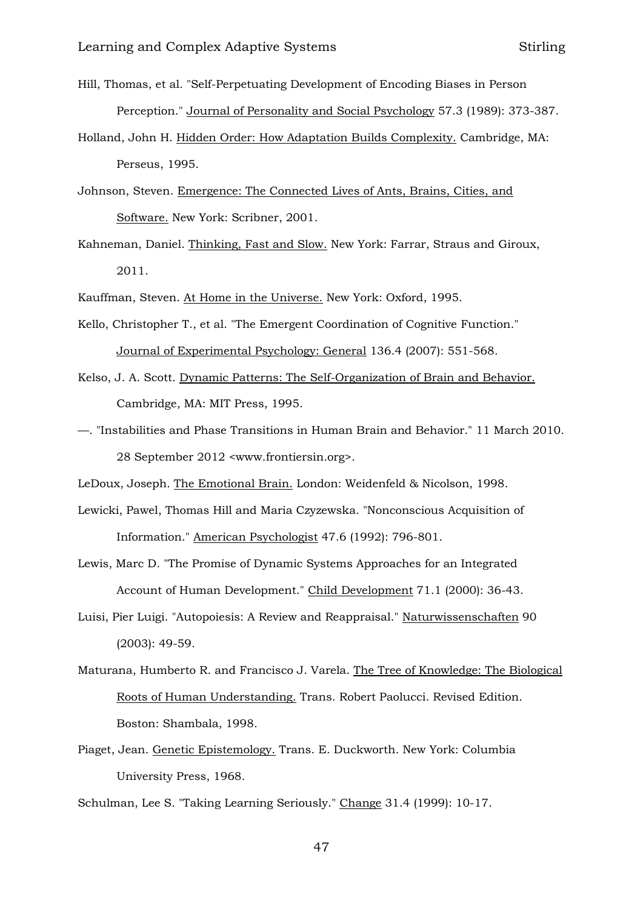Hill, Thomas, et al. "Self-Perpetuating Development of Encoding Biases in Person Perception." Journal of Personality and Social Psychology 57.3 (1989): 373-387.

Holland, John H. Hidden Order: How Adaptation Builds Complexity. Cambridge, MA: Perseus, 1995.

Johnson, Steven. Emergence: The Connected Lives of Ants, Brains, Cities, and Software. New York: Scribner, 2001.

Kahneman, Daniel. Thinking, Fast and Slow. New York: Farrar, Straus and Giroux, 2011.

Kauffman, Steven. At Home in the Universe. New York: Oxford, 1995.

Kello, Christopher T., et al. "The Emergent Coordination of Cognitive Function." Journal of Experimental Psychology: General 136.4 (2007): 551-568.

Kelso, J. A. Scott. Dynamic Patterns: The Self-Organization of Brain and Behavior. Cambridge, MA: MIT Press, 1995.

—. "Instabilities and Phase Transitions in Human Brain and Behavior." 11 March 2010. 28 September 2012 <www.frontiersin.org>.

LeDoux, Joseph. The Emotional Brain. London: Weidenfeld & Nicolson, 1998.

Lewicki, Pawel, Thomas Hill and Maria Czyzewska. "Nonconscious Acquisition of Information." American Psychologist 47.6 (1992): 796-801.

Lewis, Marc D. "The Promise of Dynamic Systems Approaches for an Integrated Account of Human Development." Child Development 71.1 (2000): 36-43.

Luisi, Pier Luigi. "Autopoiesis: A Review and Reappraisal." Naturwissenschaften 90 (2003): 49-59.

Maturana, Humberto R. and Francisco J. Varela. The Tree of Knowledge: The Biological Roots of Human Understanding. Trans. Robert Paolucci. Revised Edition. Boston: Shambala, 1998.

Piaget, Jean. Genetic Epistemology. Trans. E. Duckworth. New York: Columbia University Press, 1968.

Schulman, Lee S. "Taking Learning Seriously." Change 31.4 (1999): 10-17.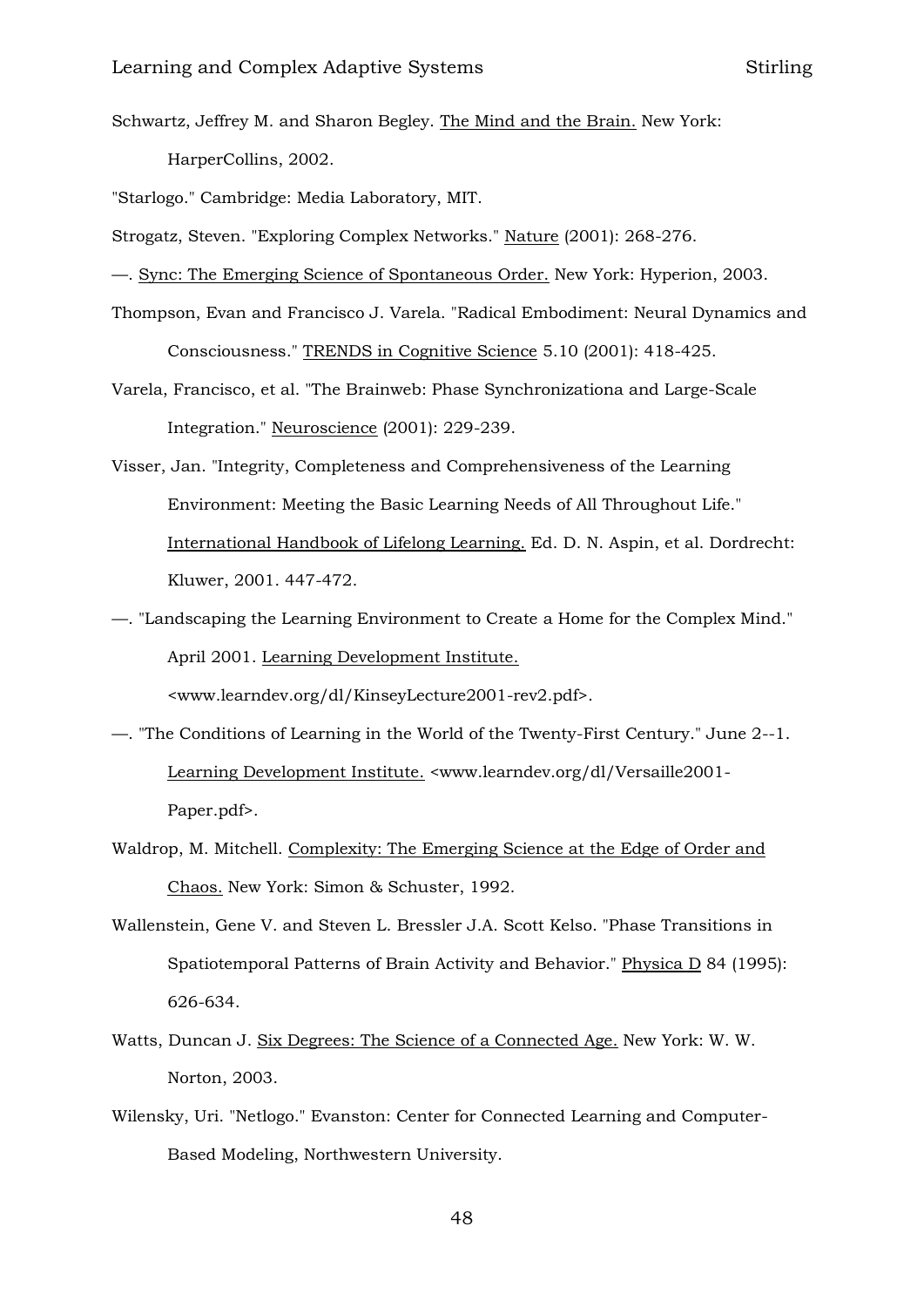Schwartz, Jeffrey M. and Sharon Begley. The Mind and the Brain. New York: HarperCollins, 2002.

"Starlogo." Cambridge: Media Laboratory, MIT.

Strogatz, Steven. "Exploring Complex Networks." Nature (2001): 268-276.

—. Sync: The Emerging Science of Spontaneous Order. New York: Hyperion, 2003.

Thompson, Evan and Francisco J. Varela. "Radical Embodiment: Neural Dynamics and Consciousness." TRENDS in Cognitive Science 5.10 (2001): 418-425.

Varela, Francisco, et al. "The Brainweb: Phase Synchronizationa and Large-Scale Integration." Neuroscience (2001): 229-239.

Visser, Jan. "Integrity, Completeness and Comprehensiveness of the Learning Environment: Meeting the Basic Learning Needs of All Throughout Life." International Handbook of Lifelong Learning. Ed. D. N. Aspin, et al. Dordrecht: Kluwer, 2001. 447-472.

—. "Landscaping the Learning Environment to Create a Home for the Complex Mind." April 2001. Learning Development Institute. <www.learndev.org/dl/KinseyLecture2001-rev2.pdf>.

—. "The Conditions of Learning in the World of the Twenty-First Century." June 2--1. Learning Development Institute. <www.learndev.org/dl/Versaille2001-Paper.pdf>.

Waldrop, M. Mitchell. Complexity: The Emerging Science at the Edge of Order and Chaos. New York: Simon & Schuster, 1992.

Wallenstein, Gene V. and Steven L. Bressler J.A. Scott Kelso. "Phase Transitions in Spatiotemporal Patterns of Brain Activity and Behavior." Physica D 84 (1995): 626-634.

Watts, Duncan J. Six Degrees: The Science of a Connected Age. New York: W. W. Norton, 2003.

Wilensky, Uri. "Netlogo." Evanston: Center for Connected Learning and Computer-Based Modeling, Northwestern University.